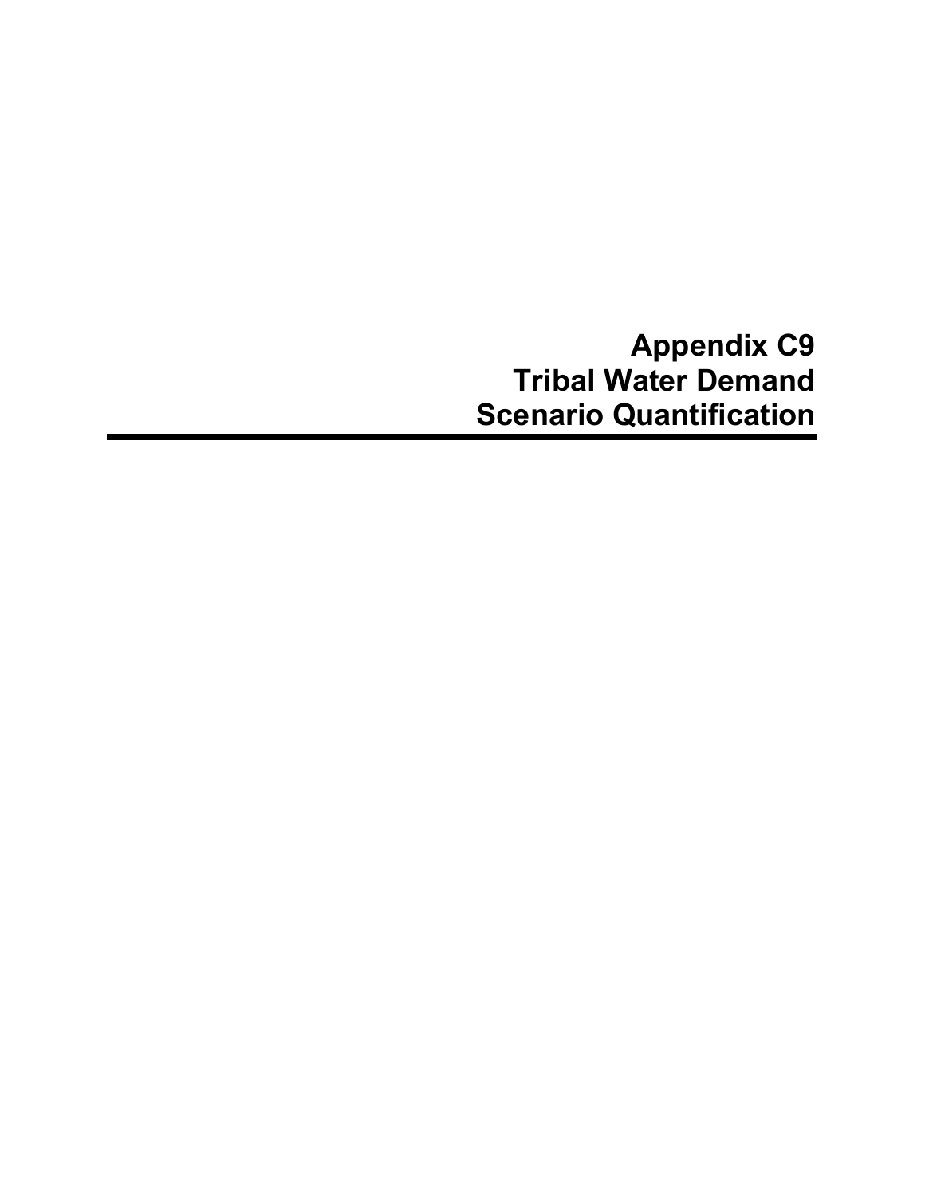# Appendix C9
# Tribal Water Demand
# Scenario Quantification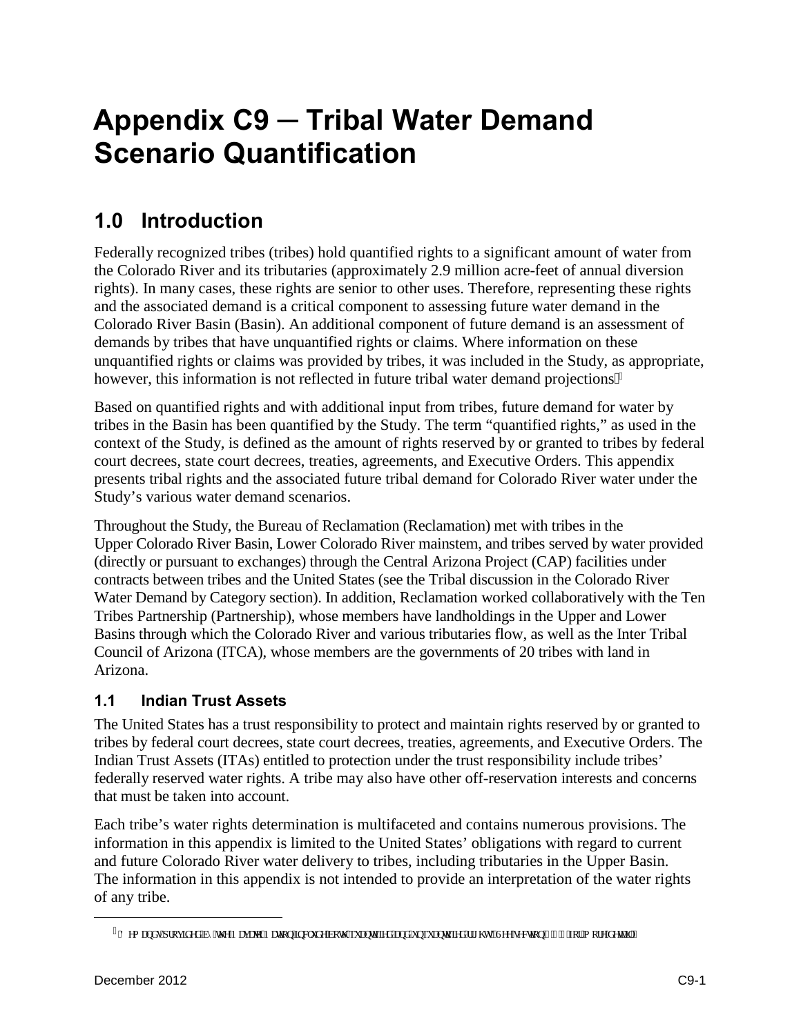# Appendix C9 — Tribal Water Demand Scenario Quantification

## 1.0 Introduction

Federally recognized tribes (tribes) hold quantified rights to a significant amount of water from the Colorado River and its tributaries (approximately 2.9 million acre-feet of annual diversion rights). In many cases, these rights are senior to other uses. Therefore, representing these rights and the associated demand is a critical component to assessing future water demand in the Colorado River Basin (Basin). An additional component of future demand is an assessment of demands by tribes that have unquantified rights or claims. Where information on these unquantified rights or claims was provided by tribes, it was included in the Study, as appropriate, however, this information is not reflected in future tribal water demand projections.[1]

Based on quantified rights and with additional input from tribes, future demand for water by tribes in the Basin has been quantified by the Study. The term "quantified rights," as used in the context of the Study, is defined as the amount of rights reserved by or granted to tribes by federal court decrees, state court decrees, treaties, agreements, and Executive Orders. This appendix presents tribal rights and the associated future tribal demand for Colorado River water under the Study's various water demand scenarios.

Throughout the Study, the Bureau of Reclamation (Reclamation) met with tribes in the Upper Colorado River Basin, Lower Colorado River mainstem, and tribes served by water provided (directly or pursuant to exchanges) through the Central Arizona Project (CAP) facilities under contracts between tribes and the United States (see the Tribal discussion in the Colorado River Water Demand by Category section). In addition, Reclamation worked collaboratively with the Ten Tribes Partnership (Partnership), whose members have landholdings in the Upper and Lower Basins through which the Colorado River and various tributaries flow, as well as the Inter Tribal Council of Arizona (ITCA), whose members are the governments of 20 tribes with land in Arizona.

### 1.1 Indian Trust Assets

The United States has a trust responsibility to protect and maintain rights reserved by or granted to tribes by federal court decrees, state court decrees, treaties, agreements, and Executive Orders. The Indian Trust Assets (ITAs) entitled to protection under the trust responsibility include tribes' federally reserved water rights. A tribe may also have other off-reservation interests and concerns that must be taken into account.

Each tribe's water rights determination is multifaceted and contains numerous provisions. The information in this appendix is limited to the United States' obligations with regard to current and future Colorado River water delivery to tribes, including tributaries in the Upper Basin. The information in this appendix is not intended to provide an interpretation of the water rights of any tribe.

[1] Demands provided by the Navajo Nation include both quantified and unquantified rights. See Section for more detail.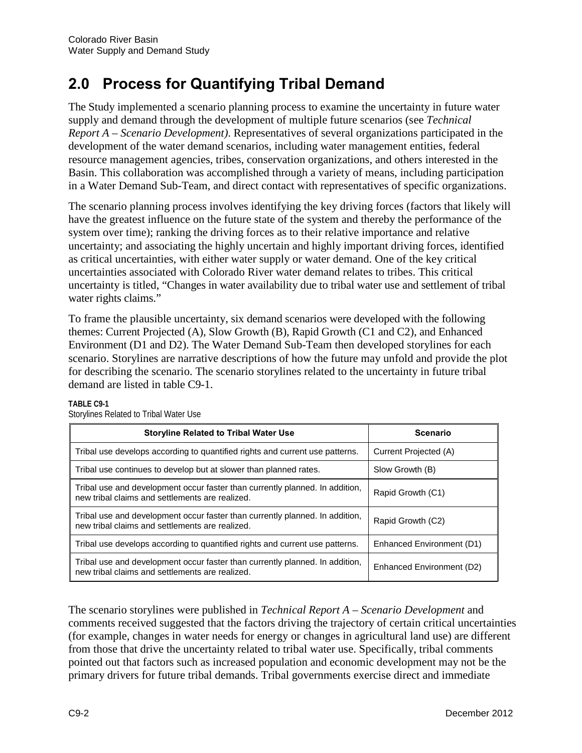# 2.0 Process for Quantifying Tribal Demand

The Study implemented a scenario planning process to examine the uncertainty in future water supply and demand through the development of multiple future scenarios (see *Technical Report A – Scenario Development)*. Representatives of several organizations participated in the development of the water demand scenarios, including water management entities, federal resource management agencies, tribes, conservation organizations, and others interested in the Basin. This collaboration was accomplished through a variety of means, including participation in a Water Demand Sub-Team, and direct contact with representatives of specific organizations.

The scenario planning process involves identifying the key driving forces (factors that likely will have the greatest influence on the future state of the system and thereby the performance of the system over time); ranking the driving forces as to their relative importance and relative uncertainty; and associating the highly uncertain and highly important driving forces, identified as critical uncertainties, with either water supply or water demand. One of the key critical uncertainties associated with Colorado River water demand relates to tribes. This critical uncertainty is titled, "Changes in water availability due to tribal water use and settlement of tribal water rights claims."

To frame the plausible uncertainty, six demand scenarios were developed with the following themes: Current Projected (A), Slow Growth (B), Rapid Growth (C1 and C2), and Enhanced Environment (D1 and D2). The Water Demand Sub-Team then developed storylines for each scenario. Storylines are narrative descriptions of how the future may unfold and provide the plot for describing the scenario. The scenario storylines related to the uncertainty in future tribal demand are listed in table C9-1.

**TABLE C9-1**
Storylines Related to Tribal Water Use

| Storyline Related to Tribal Water Use | Scenario |
|---|---|
| Tribal use develops according to quantified rights and current use patterns. | Current Projected (A) |
| Tribal use continues to develop but at slower than planned rates. | Slow Growth (B) |
| Tribal use and development occur faster than currently planned. In addition, new tribal claims and settlements are realized. | Rapid Growth (C1) |
| Tribal use and development occur faster than currently planned. In addition, new tribal claims and settlements are realized. | Rapid Growth (C2) |
| Tribal use develops according to quantified rights and current use patterns. | Enhanced Environment (D1) |
| Tribal use and development occur faster than currently planned. In addition, new tribal claims and settlements are realized. | Enhanced Environment (D2) |

The scenario storylines were published in *Technical Report A – Scenario Development* and comments received suggested that the factors driving the trajectory of certain critical uncertainties (for example, changes in water needs for energy or changes in agricultural land use) are different from those that drive the uncertainty related to tribal water use. Specifically, tribal comments pointed out that factors such as increased population and economic development may not be the primary drivers for future tribal demands. Tribal governments exercise direct and immediate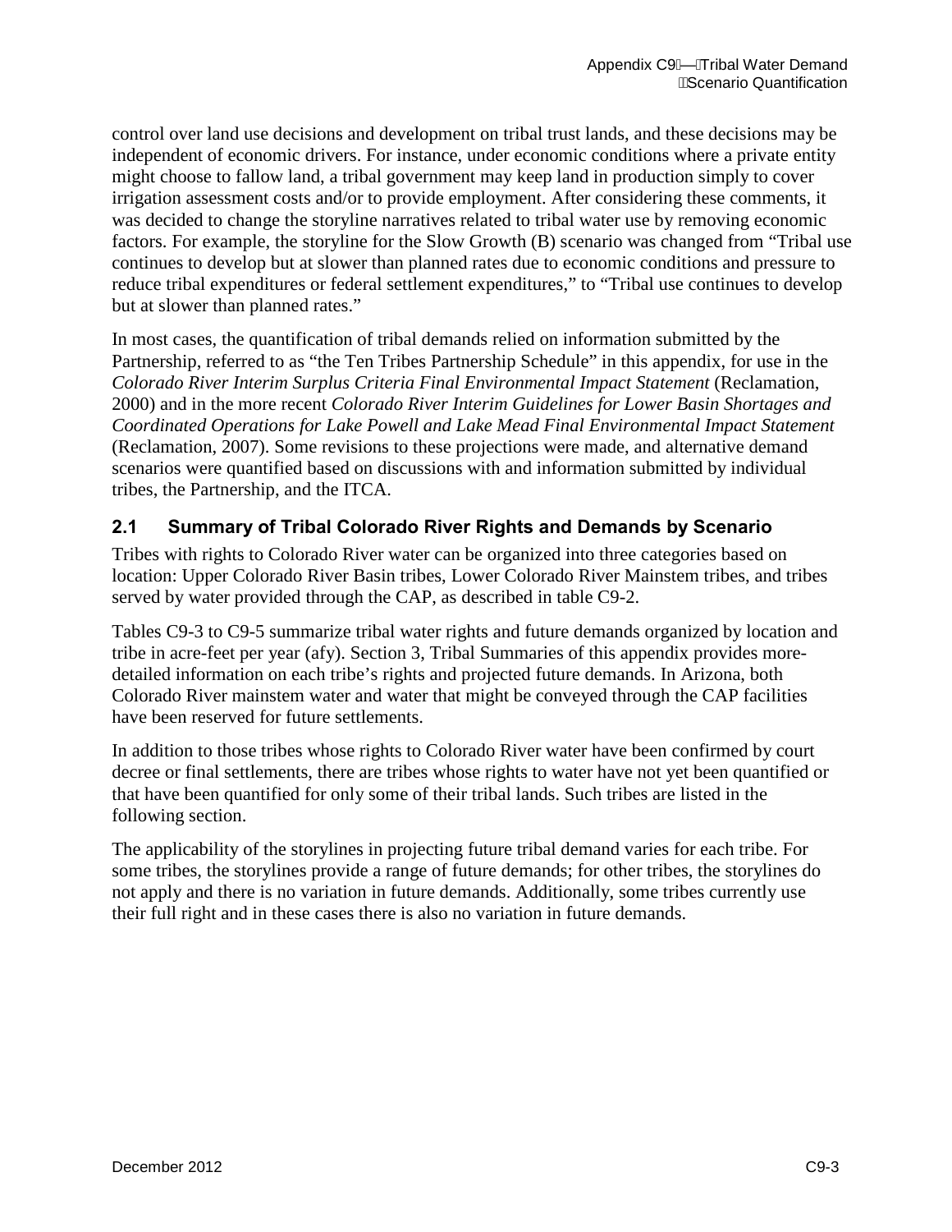control over land use decisions and development on tribal trust lands, and these decisions may be independent of economic drivers. For instance, under economic conditions where a private entity might choose to fallow land, a tribal government may keep land in production simply to cover irrigation assessment costs and/or to provide employment. After considering these comments, it was decided to change the storyline narratives related to tribal water use by removing economic factors. For example, the storyline for the Slow Growth (B) scenario was changed from "Tribal use continues to develop but at slower than planned rates due to economic conditions and pressure to reduce tribal expenditures or federal settlement expenditures," to "Tribal use continues to develop but at slower than planned rates."

In most cases, the quantification of tribal demands relied on information submitted by the Partnership, referred to as "the Ten Tribes Partnership Schedule" in this appendix, for use in the *Colorado River Interim Surplus Criteria Final Environmental Impact Statement* (Reclamation, 2000) and in the more recent *Colorado River Interim Guidelines for Lower Basin Shortages and Coordinated Operations for Lake Powell and Lake Mead Final Environmental Impact Statement* (Reclamation, 2007). Some revisions to these projections were made, and alternative demand scenarios were quantified based on discussions with and information submitted by individual tribes, the Partnership, and the ITCA.

## 2.1 Summary of Tribal Colorado River Rights and Demands by Scenario

Tribes with rights to Colorado River water can be organized into three categories based on location: Upper Colorado River Basin tribes, Lower Colorado River Mainstem tribes, and tribes served by water provided through the CAP, as described in table C9-2.

Tables C9-3 to C9-5 summarize tribal water rights and future demands organized by location and tribe in acre-feet per year (afy). Section 3, Tribal Summaries of this appendix provides more-detailed information on each tribe's rights and projected future demands. In Arizona, both Colorado River mainstem water and water that might be conveyed through the CAP facilities have been reserved for future settlements.

In addition to those tribes whose rights to Colorado River water have been confirmed by court decree or final settlements, there are tribes whose rights to water have not yet been quantified or that have been quantified for only some of their tribal lands. Such tribes are listed in the following section.

The applicability of the storylines in projecting future tribal demand varies for each tribe. For some tribes, the storylines provide a range of future demands; for other tribes, the storylines do not apply and there is no variation in future demands. Additionally, some tribes currently use their full right and in these cases there is also no variation in future demands.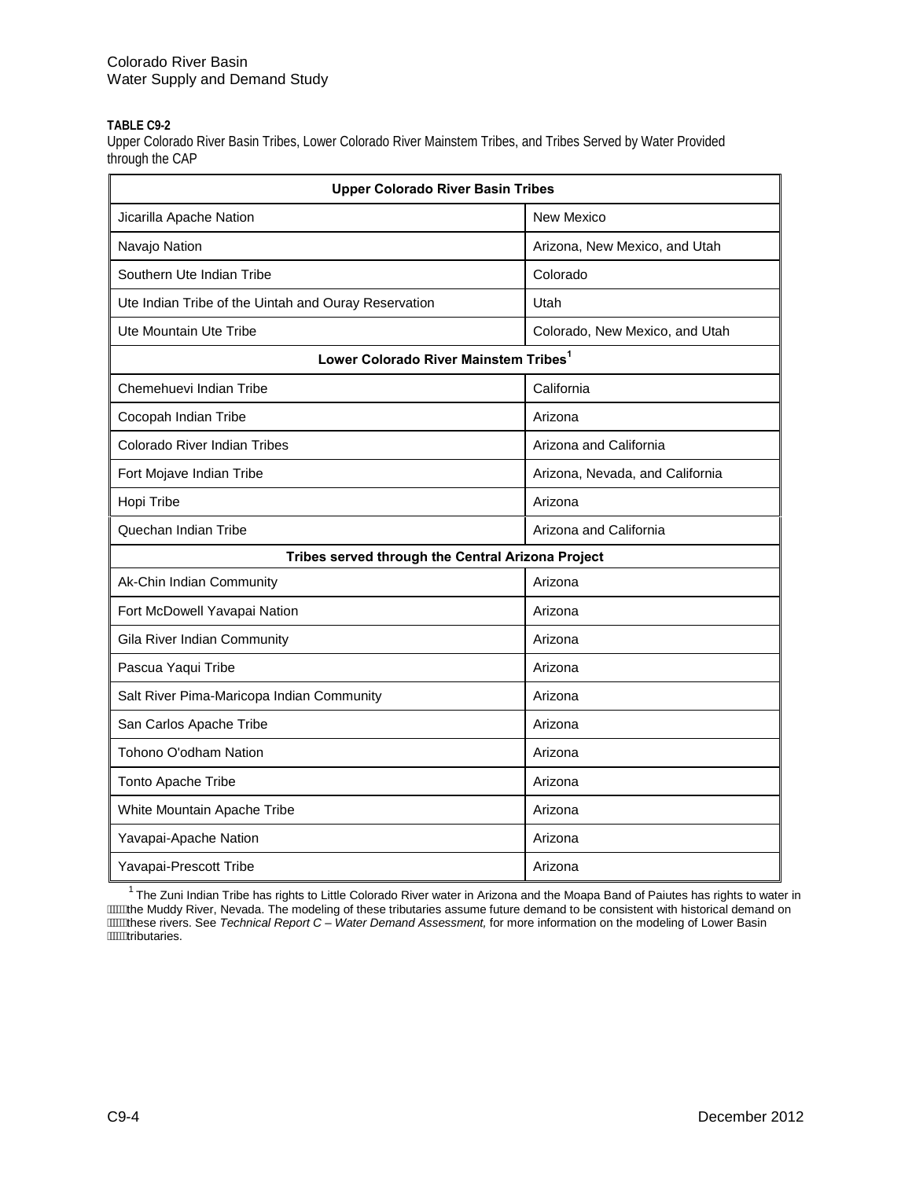**TABLE C9-2**

Upper Colorado River Basin Tribes, Lower Colorado River Mainstem Tribes, and Tribes Served by Water Provided through the CAP

| **Upper Colorado River Basin Tribes** | |
|---|---|
| Jicarilla Apache Nation | New Mexico |
| Navajo Nation | Arizona, New Mexico, and Utah |
| Southern Ute Indian Tribe | Colorado |
| Ute Indian Tribe of the Uintah and Ouray Reservation | Utah |
| Ute Mountain Ute Tribe | Colorado, New Mexico, and Utah |
| **Lower Colorado River Mainstem Tribes[1]** | |
| Chemehuevi Indian Tribe | California |
| Cocopah Indian Tribe | Arizona |
| Colorado River Indian Tribes | Arizona and California |
| Fort Mojave Indian Tribe | Arizona, Nevada, and California |
| Hopi Tribe | Arizona |
| Quechan Indian Tribe | Arizona and California |
| **Tribes served through the Central Arizona Project** | |
| Ak-Chin Indian Community | Arizona |
| Fort McDowell Yavapai Nation | Arizona |
| Gila River Indian Community | Arizona |
| Pascua Yaqui Tribe | Arizona |
| Salt River Pima-Maricopa Indian Community | Arizona |
| San Carlos Apache Tribe | Arizona |
| Tohono O'odham Nation | Arizona |
| Tonto Apache Tribe | Arizona |
| White Mountain Apache Tribe | Arizona |
| Yavapai-Apache Nation | Arizona |
| Yavapai-Prescott Tribe | Arizona |

[1] The Zuni Indian Tribe has rights to Little Colorado River water in Arizona and the Moapa Band of Paiutes has rights to water in the Muddy River, Nevada. The modeling of these tributaries assume future demand to be consistent with historical demand on these rivers. See *Technical Report C – Water Demand Assessment,* for more information on the modeling of Lower Basin tributaries.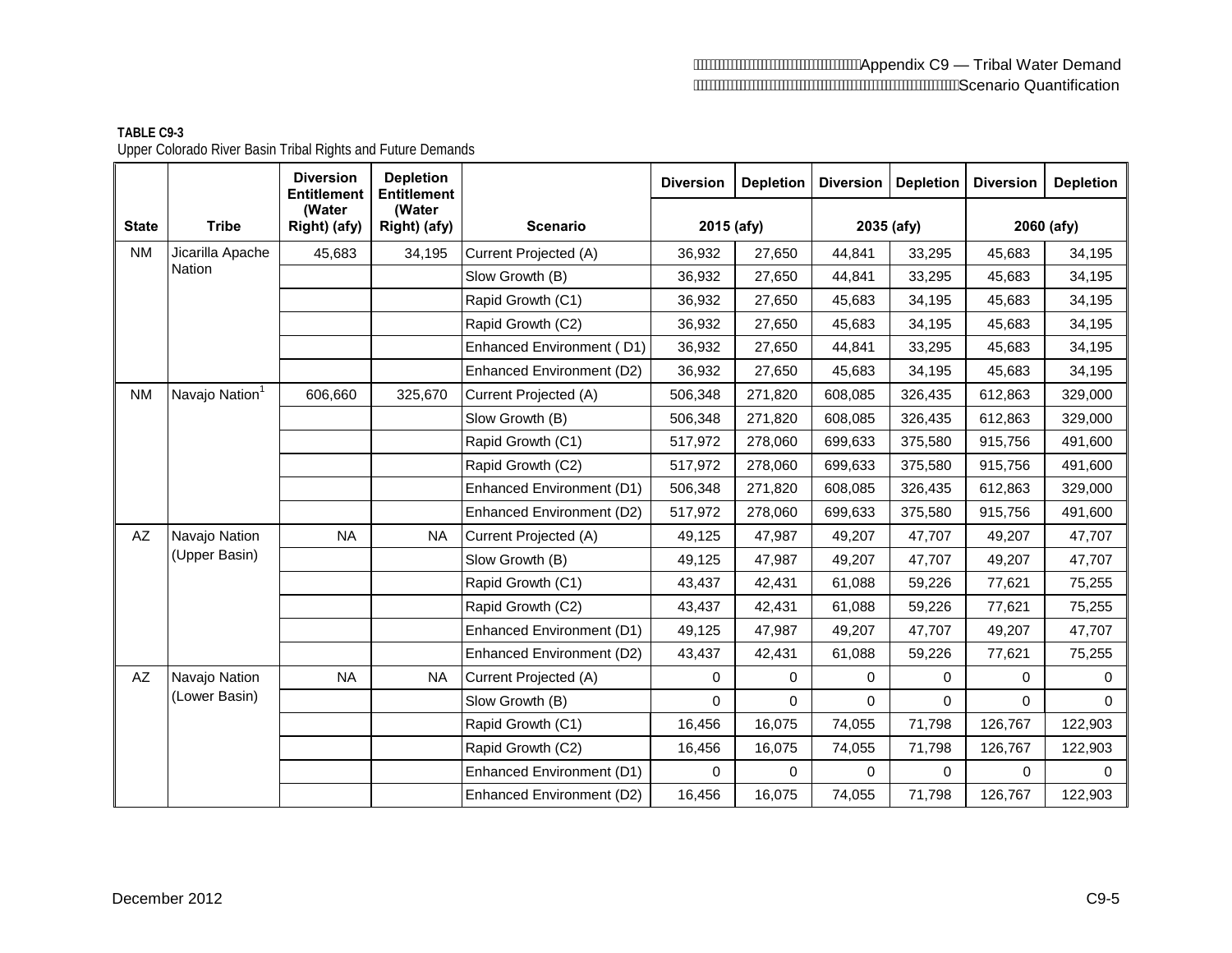**TABLE C9-3**
Upper Colorado River Basin Tribal Rights and Future Demands

| State | Tribe | Diversion Entitlement (Water Right) (afy) | Depletion Entitlement (Water Right) (afy) | Scenario | Diversion | Depletion | Diversion | Depletion | Diversion | Depletion |
|---|---|---|---|---|---|---|---|---|---|---|
| | | | | | 2015 (afy) | | 2035 (afy) | | 2060 (afy) | |
| NM | Jicarilla Apache Nation | 45,683 | 34,195 | Current Projected (A) | 36,932 | 27,650 | 44,841 | 33,295 | 45,683 | 34,195 |
| | | | | Slow Growth (B) | 36,932 | 27,650 | 44,841 | 33,295 | 45,683 | 34,195 |
| | | | | Rapid Growth (C1) | 36,932 | 27,650 | 45,683 | 34,195 | 45,683 | 34,195 |
| | | | | Rapid Growth (C2) | 36,932 | 27,650 | 45,683 | 34,195 | 45,683 | 34,195 |
| | | | | Enhanced Environment ( D1) | 36,932 | 27,650 | 44,841 | 33,295 | 45,683 | 34,195 |
| | | | | Enhanced Environment (D2) | 36,932 | 27,650 | 45,683 | 34,195 | 45,683 | 34,195 |
| NM | Navajo Nation[1] | 606,660 | 325,670 | Current Projected (A) | 506,348 | 271,820 | 608,085 | 326,435 | 612,863 | 329,000 |
| | | | | Slow Growth (B) | 506,348 | 271,820 | 608,085 | 326,435 | 612,863 | 329,000 |
| | | | | Rapid Growth (C1) | 517,972 | 278,060 | 699,633 | 375,580 | 915,756 | 491,600 |
| | | | | Rapid Growth (C2) | 517,972 | 278,060 | 699,633 | 375,580 | 915,756 | 491,600 |
| | | | | Enhanced Environment (D1) | 506,348 | 271,820 | 608,085 | 326,435 | 612,863 | 329,000 |
| | | | | Enhanced Environment (D2) | 517,972 | 278,060 | 699,633 | 375,580 | 915,756 | 491,600 |
| AZ | Navajo Nation (Upper Basin) | NA | NA | Current Projected (A) | 49,125 | 47,987 | 49,207 | 47,707 | 49,207 | 47,707 |
| | | | | Slow Growth (B) | 49,125 | 47,987 | 49,207 | 47,707 | 49,207 | 47,707 |
| | | | | Rapid Growth (C1) | 43,437 | 42,431 | 61,088 | 59,226 | 77,621 | 75,255 |
| | | | | Rapid Growth (C2) | 43,437 | 42,431 | 61,088 | 59,226 | 77,621 | 75,255 |
| | | | | Enhanced Environment (D1) | 49,125 | 47,987 | 49,207 | 47,707 | 49,207 | 47,707 |
| | | | | Enhanced Environment (D2) | 43,437 | 42,431 | 61,088 | 59,226 | 77,621 | 75,255 |
| AZ | Navajo Nation (Lower Basin) | NA | NA | Current Projected (A) | 0 | 0 | 0 | 0 | 0 | 0 |
| | | | | Slow Growth (B) | 0 | 0 | 0 | 0 | 0 | 0 |
| | | | | Rapid Growth (C1) | 16,456 | 16,075 | 74,055 | 71,798 | 126,767 | 122,903 |
| | | | | Rapid Growth (C2) | 16,456 | 16,075 | 74,055 | 71,798 | 126,767 | 122,903 |
| | | | | Enhanced Environment (D1) | 0 | 0 | 0 | 0 | 0 | 0 |
| | | | | Enhanced Environment (D2) | 16,456 | 16,075 | 74,055 | 71,798 | 126,767 | 122,903 |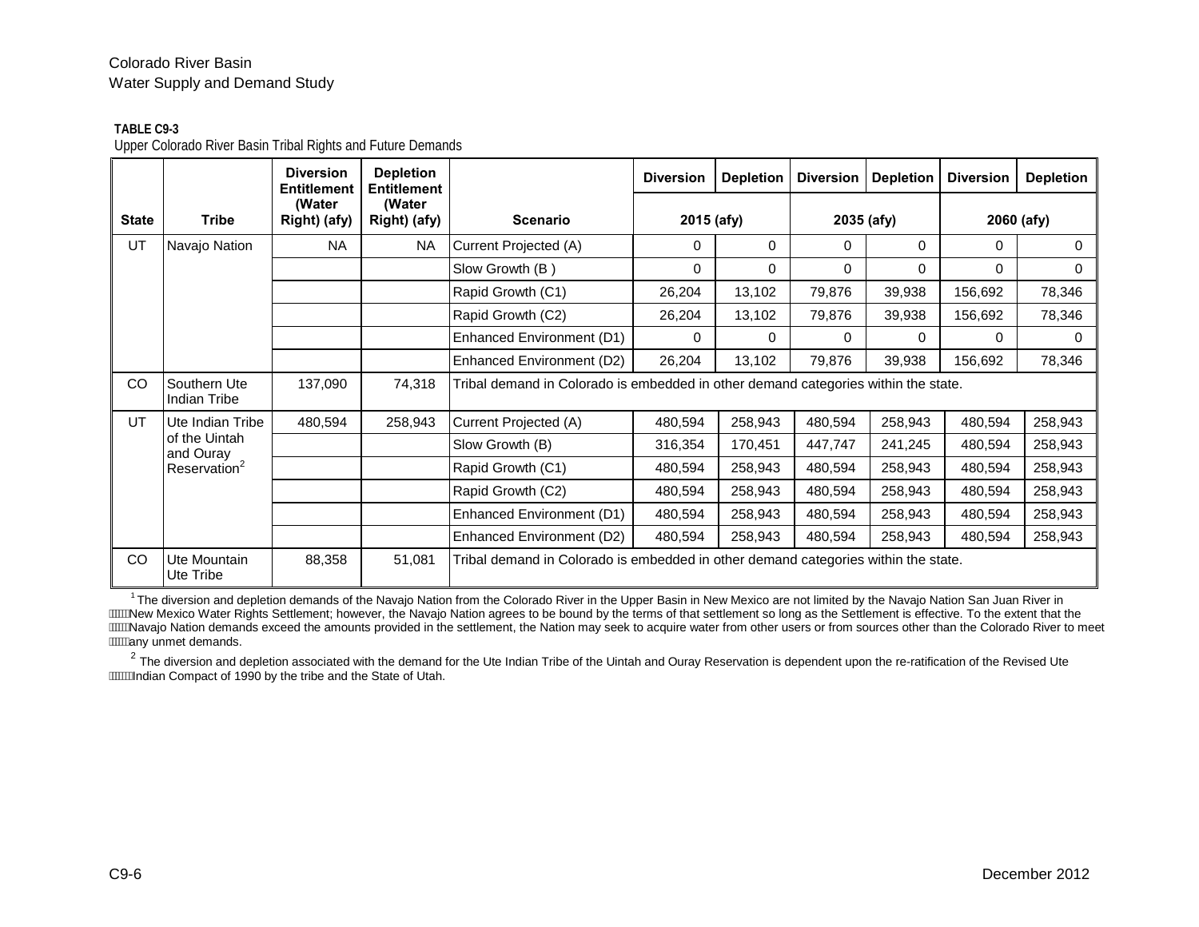**TABLE C9-3**

Upper Colorado River Basin Tribal Rights and Future Demands

| State | Tribe | Diversion Entitlement (Water Right) (afy) | Depletion Entitlement (Water Right) (afy) | Scenario | Diversion | Depletion | Diversion | Depletion | Diversion | Depletion |
|---|---|---|---|---|---|---|---|---|---|---|
| | | | | | 2015 (afy) | | 2035 (afy) | | 2060 (afy) | |
| UT | Navajo Nation | NA | NA | Current Projected (A) | 0 | 0 | 0 | 0 | 0 | 0 |
| | | | | Slow Growth (B ) | 0 | 0 | 0 | 0 | 0 | 0 |
| | | | | Rapid Growth (C1) | 26,204 | 13,102 | 79,876 | 39,938 | 156,692 | 78,346 |
| | | | | Rapid Growth (C2) | 26,204 | 13,102 | 79,876 | 39,938 | 156,692 | 78,346 |
| | | | | Enhanced Environment (D1) | 0 | 0 | 0 | 0 | 0 | 0 |
| | | | | Enhanced Environment (D2) | 26,204 | 13,102 | 79,876 | 39,938 | 156,692 | 78,346 |
| CO | Southern Ute Indian Tribe | 137,090 | 74,318 | Tribal demand in Colorado is embedded in other demand categories within the state. | | | | | | |
| UT | Ute Indian Tribe of the Uintah and Ouray Reservation[2] | 480,594 | 258,943 | Current Projected (A) | 480,594 | 258,943 | 480,594 | 258,943 | 480,594 | 258,943 |
| | | | | Slow Growth (B) | 316,354 | 170,451 | 447,747 | 241,245 | 480,594 | 258,943 |
| | | | | Rapid Growth (C1) | 480,594 | 258,943 | 480,594 | 258,943 | 480,594 | 258,943 |
| | | | | Rapid Growth (C2) | 480,594 | 258,943 | 480,594 | 258,943 | 480,594 | 258,943 |
| | | | | Enhanced Environment (D1) | 480,594 | 258,943 | 480,594 | 258,943 | 480,594 | 258,943 |
| | | | | Enhanced Environment (D2) | 480,594 | 258,943 | 480,594 | 258,943 | 480,594 | 258,943 |
| CO | Ute Mountain Ute Tribe | 88,358 | 51,081 | Tribal demand in Colorado is embedded in other demand categories within the state. | | | | | | |

[1] The diversion and depletion demands of the Navajo Nation from the Colorado River in the Upper Basin in New Mexico are not limited by the Navajo Nation San Juan River in New Mexico Water Rights Settlement; however, the Navajo Nation agrees to be bound by the terms of that settlement so long as the Settlement is effective. To the extent that the Navajo Nation demands exceed the amounts provided in the settlement, the Nation may seek to acquire water from other users or from sources other than the Colorado River to meet any unmet demands.

[2] The diversion and depletion associated with the demand for the Ute Indian Tribe of the Uintah and Ouray Reservation is dependent upon the re-ratification of the Revised Ute Indian Compact of 1990 by the tribe and the State of Utah.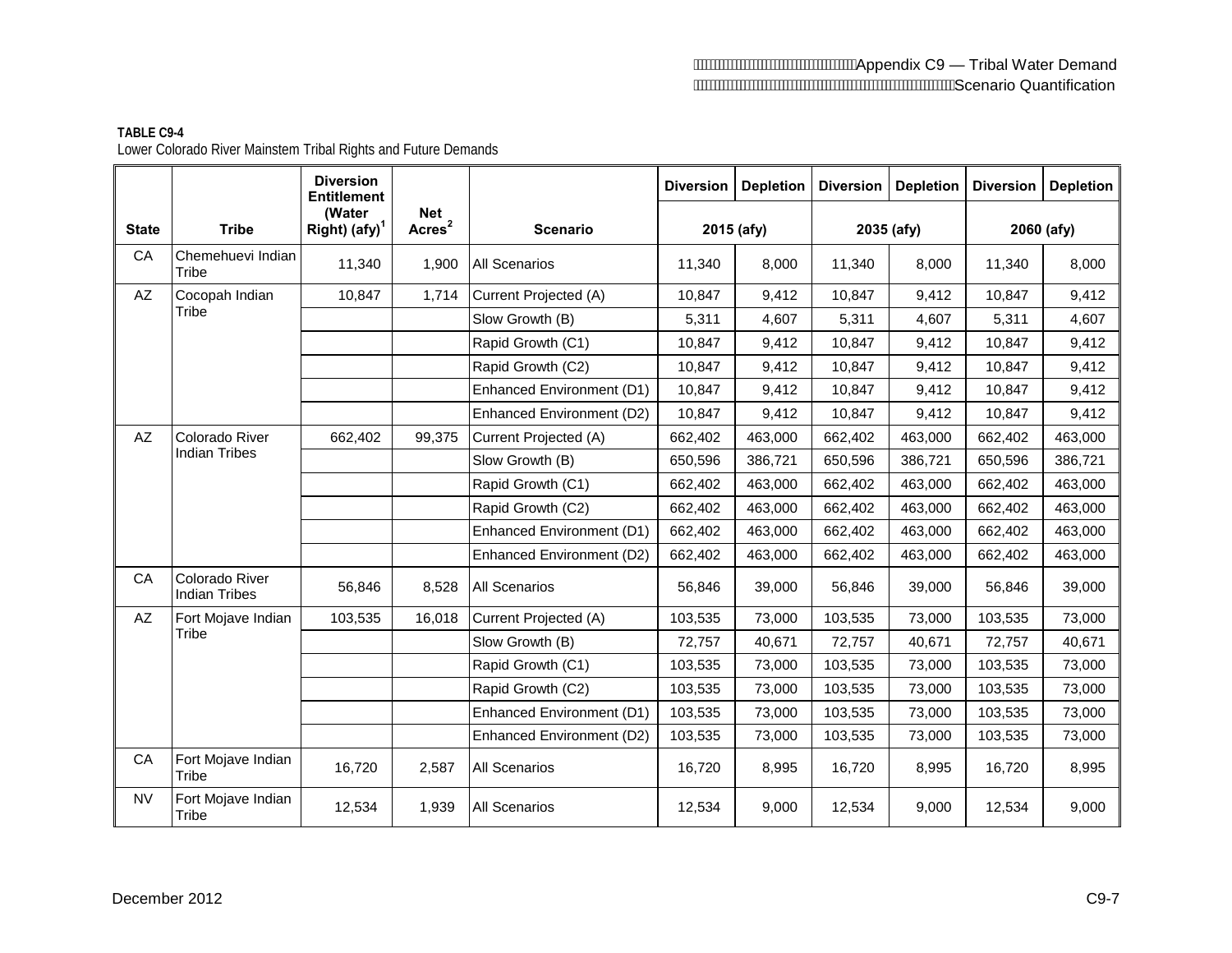**TABLE C9-4**
Lower Colorado River Mainstem Tribal Rights and Future Demands

| State | Tribe | Diversion Entitlement (Water Right) (afy)[1] | Net Acres[2] | Scenario | Diversion | Depletion | Diversion | Depletion | Diversion | Depletion |
|---|---|---|---|---|---|---|---|---|---|---|
| | | | | | 2015 (afy) | | 2035 (afy) | | 2060 (afy) | |
| CA | Chemehuevi Indian Tribe | 11,340 | 1,900 | All Scenarios | 11,340 | 8,000 | 11,340 | 8,000 | 11,340 | 8,000 |
| AZ | Cocopah Indian Tribe | 10,847 | 1,714 | Current Projected (A) | 10,847 | 9,412 | 10,847 | 9,412 | 10,847 | 9,412 |
| | | | | Slow Growth (B) | 5,311 | 4,607 | 5,311 | 4,607 | 5,311 | 4,607 |
| | | | | Rapid Growth (C1) | 10,847 | 9,412 | 10,847 | 9,412 | 10,847 | 9,412 |
| | | | | Rapid Growth (C2) | 10,847 | 9,412 | 10,847 | 9,412 | 10,847 | 9,412 |
| | | | | Enhanced Environment (D1) | 10,847 | 9,412 | 10,847 | 9,412 | 10,847 | 9,412 |
| | | | | Enhanced Environment (D2) | 10,847 | 9,412 | 10,847 | 9,412 | 10,847 | 9,412 |
| AZ | Colorado River Indian Tribes | 662,402 | 99,375 | Current Projected (A) | 662,402 | 463,000 | 662,402 | 463,000 | 662,402 | 463,000 |
| | | | | Slow Growth (B) | 650,596 | 386,721 | 650,596 | 386,721 | 650,596 | 386,721 |
| | | | | Rapid Growth (C1) | 662,402 | 463,000 | 662,402 | 463,000 | 662,402 | 463,000 |
| | | | | Rapid Growth (C2) | 662,402 | 463,000 | 662,402 | 463,000 | 662,402 | 463,000 |
| | | | | Enhanced Environment (D1) | 662,402 | 463,000 | 662,402 | 463,000 | 662,402 | 463,000 |
| | | | | Enhanced Environment (D2) | 662,402 | 463,000 | 662,402 | 463,000 | 662,402 | 463,000 |
| CA | Colorado River Indian Tribes | 56,846 | 8,528 | All Scenarios | 56,846 | 39,000 | 56,846 | 39,000 | 56,846 | 39,000 |
| AZ | Fort Mojave Indian Tribe | 103,535 | 16,018 | Current Projected (A) | 103,535 | 73,000 | 103,535 | 73,000 | 103,535 | 73,000 |
| | | | | Slow Growth (B) | 72,757 | 40,671 | 72,757 | 40,671 | 72,757 | 40,671 |
| | | | | Rapid Growth (C1) | 103,535 | 73,000 | 103,535 | 73,000 | 103,535 | 73,000 |
| | | | | Rapid Growth (C2) | 103,535 | 73,000 | 103,535 | 73,000 | 103,535 | 73,000 |
| | | | | Enhanced Environment (D1) | 103,535 | 73,000 | 103,535 | 73,000 | 103,535 | 73,000 |
| | | | | Enhanced Environment (D2) | 103,535 | 73,000 | 103,535 | 73,000 | 103,535 | 73,000 |
| CA | Fort Mojave Indian Tribe | 16,720 | 2,587 | All Scenarios | 16,720 | 8,995 | 16,720 | 8,995 | 16,720 | 8,995 |
| NV | Fort Mojave Indian Tribe | 12,534 | 1,939 | All Scenarios | 12,534 | 9,000 | 12,534 | 9,000 | 12,534 | 9,000 |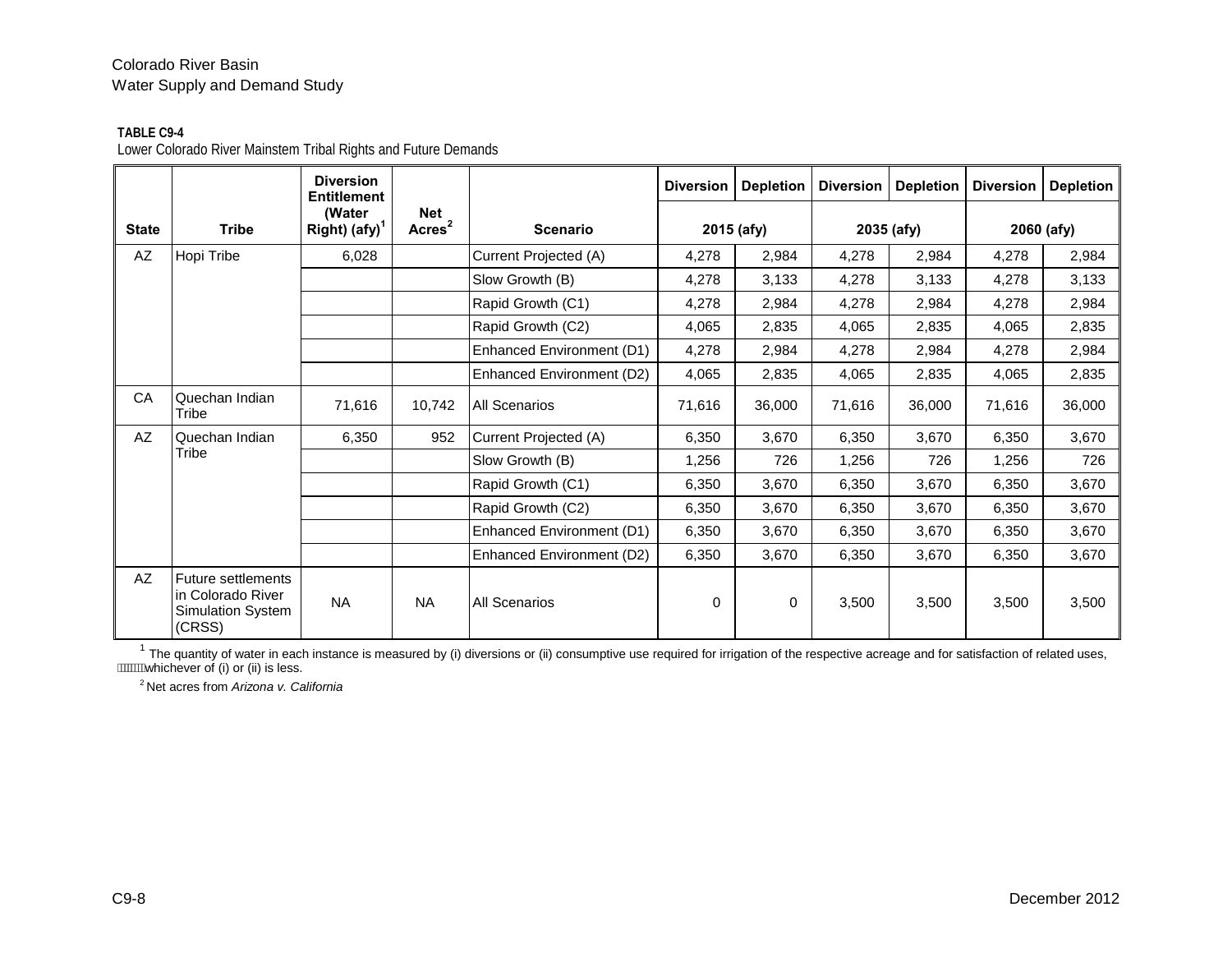**TABLE C9-4**

Lower Colorado River Mainstem Tribal Rights and Future Demands

| State | Tribe | Diversion Entitlement (Water Right) (afy)[1] | Net Acres[2] | Scenario | Diversion | Depletion | Diversion | Depletion | Diversion | Depletion |
|---|---|---|---|---|---|---|---|---|---|---|
| | | | | | 2015 (afy) | | 2035 (afy) | | 2060 (afy) | |
| AZ | Hopi Tribe | 6,028 | | Current Projected (A) | 4,278 | 2,984 | 4,278 | 2,984 | 4,278 | 2,984 |
| | | | | Slow Growth (B) | 4,278 | 3,133 | 4,278 | 3,133 | 4,278 | 3,133 |
| | | | | Rapid Growth (C1) | 4,278 | 2,984 | 4,278 | 2,984 | 4,278 | 2,984 |
| | | | | Rapid Growth (C2) | 4,065 | 2,835 | 4,065 | 2,835 | 4,065 | 2,835 |
| | | | | Enhanced Environment (D1) | 4,278 | 2,984 | 4,278 | 2,984 | 4,278 | 2,984 |
| | | | | Enhanced Environment (D2) | 4,065 | 2,835 | 4,065 | 2,835 | 4,065 | 2,835 |
| CA | Quechan Indian Tribe | 71,616 | 10,742 | All Scenarios | 71,616 | 36,000 | 71,616 | 36,000 | 71,616 | 36,000 |
| AZ | Quechan Indian Tribe | 6,350 | 952 | Current Projected (A) | 6,350 | 3,670 | 6,350 | 3,670 | 6,350 | 3,670 |
| | | | | Slow Growth (B) | 1,256 | 726 | 1,256 | 726 | 1,256 | 726 |
| | | | | Rapid Growth (C1) | 6,350 | 3,670 | 6,350 | 3,670 | 6,350 | 3,670 |
| | | | | Rapid Growth (C2) | 6,350 | 3,670 | 6,350 | 3,670 | 6,350 | 3,670 |
| | | | | Enhanced Environment (D1) | 6,350 | 3,670 | 6,350 | 3,670 | 6,350 | 3,670 |
| | | | | Enhanced Environment (D2) | 6,350 | 3,670 | 6,350 | 3,670 | 6,350 | 3,670 |
| AZ | Future settlements in Colorado River Simulation System (CRSS) | NA | NA | All Scenarios | 0 | 0 | 3,500 | 3,500 | 3,500 | 3,500 |

[1] The quantity of water in each instance is measured by (i) diversions or (ii) consumptive use required for irrigation of the respective acreage and for satisfaction of related uses, whichever of (i) or (ii) is less.

[2] Net acres from *Arizona v. California*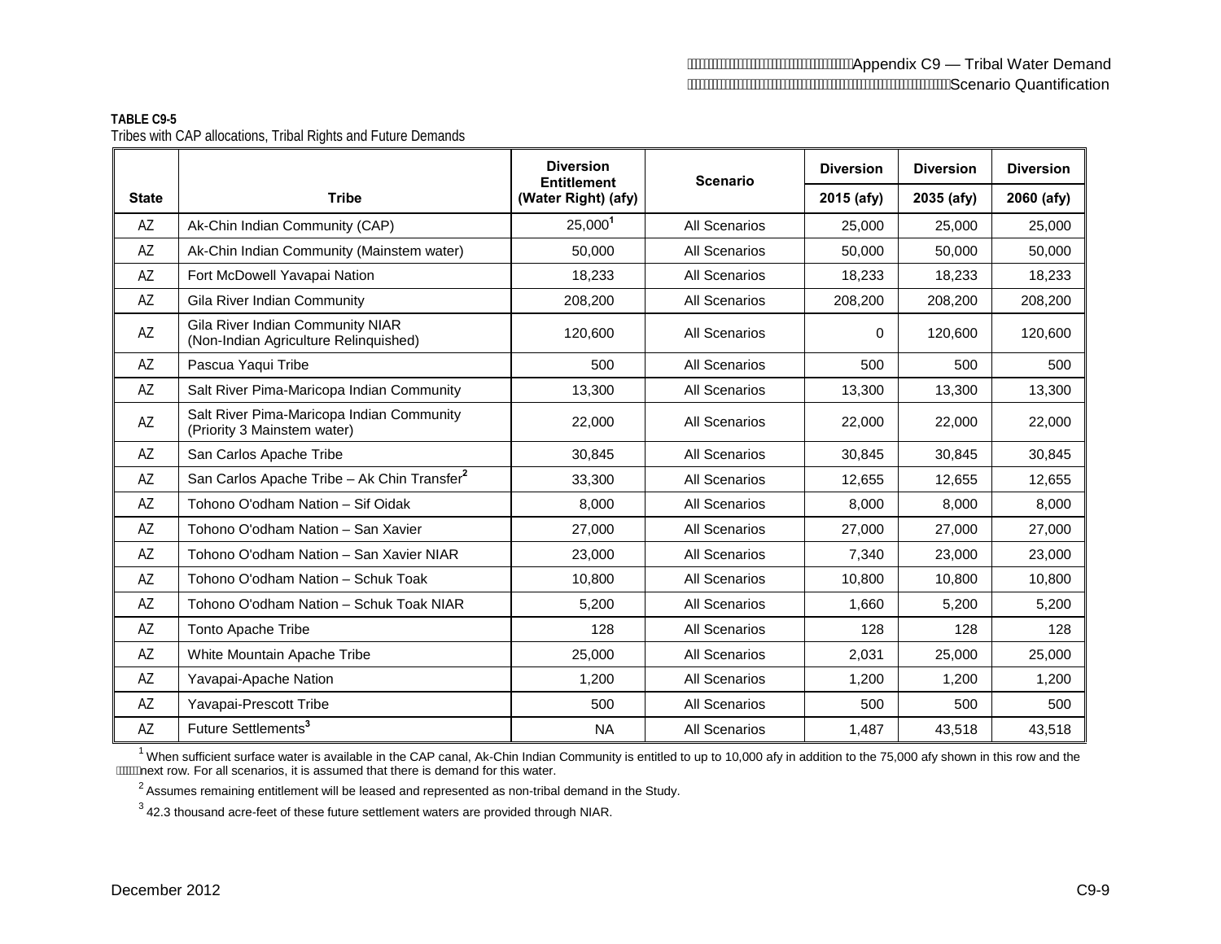**TABLE C9-5**
Tribes with CAP allocations, Tribal Rights and Future Demands

| State | Tribe | Diversion Entitlement (Water Right) (afy) | Scenario | Diversion 2015 (afy) | Diversion 2035 (afy) | Diversion 2060 (afy) |
|---|---|---|---|---|---|---|
| AZ | Ak-Chin Indian Community (CAP) | 25,000[1] | All Scenarios | 25,000 | 25,000 | 25,000 |
| AZ | Ak-Chin Indian Community (Mainstem water) | 50,000 | All Scenarios | 50,000 | 50,000 | 50,000 |
| AZ | Fort McDowell Yavapai Nation | 18,233 | All Scenarios | 18,233 | 18,233 | 18,233 |
| AZ | Gila River Indian Community | 208,200 | All Scenarios | 208,200 | 208,200 | 208,200 |
| AZ | Gila River Indian Community NIAR (Non-Indian Agriculture Relinquished) | 120,600 | All Scenarios | 0 | 120,600 | 120,600 |
| AZ | Pascua Yaqui Tribe | 500 | All Scenarios | 500 | 500 | 500 |
| AZ | Salt River Pima-Maricopa Indian Community | 13,300 | All Scenarios | 13,300 | 13,300 | 13,300 |
| AZ | Salt River Pima-Maricopa Indian Community (Priority 3 Mainstem water) | 22,000 | All Scenarios | 22,000 | 22,000 | 22,000 |
| AZ | San Carlos Apache Tribe | 30,845 | All Scenarios | 30,845 | 30,845 | 30,845 |
| AZ | San Carlos Apache Tribe – Ak Chin Transfer[2] | 33,300 | All Scenarios | 12,655 | 12,655 | 12,655 |
| AZ | Tohono O'odham Nation – Sif Oidak | 8,000 | All Scenarios | 8,000 | 8,000 | 8,000 |
| AZ | Tohono O'odham Nation – San Xavier | 27,000 | All Scenarios | 27,000 | 27,000 | 27,000 |
| AZ | Tohono O'odham Nation – San Xavier NIAR | 23,000 | All Scenarios | 7,340 | 23,000 | 23,000 |
| AZ | Tohono O'odham Nation – Schuk Toak | 10,800 | All Scenarios | 10,800 | 10,800 | 10,800 |
| AZ | Tohono O'odham Nation – Schuk Toak NIAR | 5,200 | All Scenarios | 1,660 | 5,200 | 5,200 |
| AZ | Tonto Apache Tribe | 128 | All Scenarios | 128 | 128 | 128 |
| AZ | White Mountain Apache Tribe | 25,000 | All Scenarios | 2,031 | 25,000 | 25,000 |
| AZ | Yavapai-Apache Nation | 1,200 | All Scenarios | 1,200 | 1,200 | 1,200 |
| AZ | Yavapai-Prescott Tribe | 500 | All Scenarios | 500 | 500 | 500 |
| AZ | Future Settlements[3] | NA | All Scenarios | 1,487 | 43,518 | 43,518 |

[1] When sufficient surface water is available in the CAP canal, Ak-Chin Indian Community is entitled to up to 10,000 afy in addition to the 75,000 afy shown in this row and the next row. For all scenarios, it is assumed that there is demand for this water.

[2] Assumes remaining entitlement will be leased and represented as non-tribal demand in the Study.

[3] 42.3 thousand acre-feet of these future settlement waters are provided through NIAR.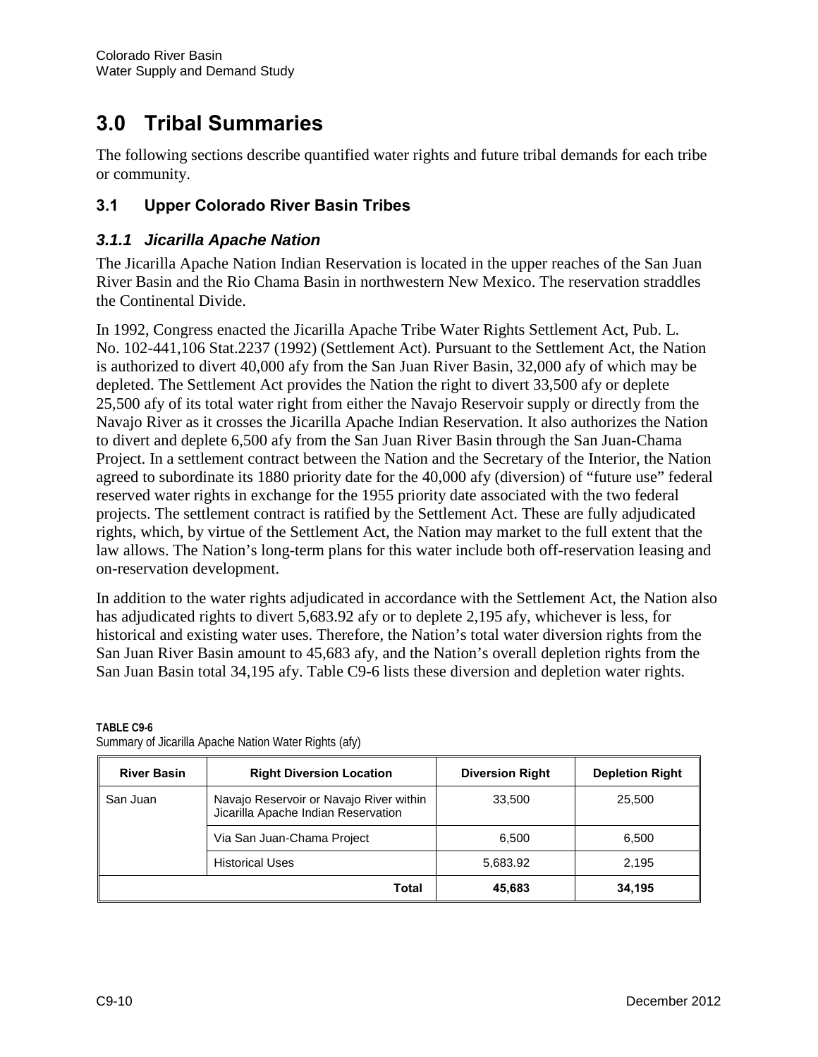# 3.0 Tribal Summaries

The following sections describe quantified water rights and future tribal demands for each tribe or community.

## 3.1 Upper Colorado River Basin Tribes

### *3.1.1 Jicarilla Apache Nation*

The Jicarilla Apache Nation Indian Reservation is located in the upper reaches of the San Juan River Basin and the Rio Chama Basin in northwestern New Mexico. The reservation straddles the Continental Divide.

In 1992, Congress enacted the Jicarilla Apache Tribe Water Rights Settlement Act, Pub. L. No. 102-441,106 Stat.2237 (1992) (Settlement Act). Pursuant to the Settlement Act, the Nation is authorized to divert 40,000 afy from the San Juan River Basin, 32,000 afy of which may be depleted. The Settlement Act provides the Nation the right to divert 33,500 afy or deplete 25,500 afy of its total water right from either the Navajo Reservoir supply or directly from the Navajo River as it crosses the Jicarilla Apache Indian Reservation. It also authorizes the Nation to divert and deplete 6,500 afy from the San Juan River Basin through the San Juan-Chama Project. In a settlement contract between the Nation and the Secretary of the Interior, the Nation agreed to subordinate its 1880 priority date for the 40,000 afy (diversion) of "future use" federal reserved water rights in exchange for the 1955 priority date associated with the two federal projects. The settlement contract is ratified by the Settlement Act. These are fully adjudicated rights, which, by virtue of the Settlement Act, the Nation may market to the full extent that the law allows. The Nation's long-term plans for this water include both off-reservation leasing and on-reservation development.

In addition to the water rights adjudicated in accordance with the Settlement Act, the Nation also has adjudicated rights to divert 5,683.92 afy or to deplete 2,195 afy, whichever is less, for historical and existing water uses. Therefore, the Nation's total water diversion rights from the San Juan River Basin amount to 45,683 afy, and the Nation's overall depletion rights from the San Juan Basin total 34,195 afy. Table C9-6 lists these diversion and depletion water rights.

**TABLE C9-6**
Summary of Jicarilla Apache Nation Water Rights (afy)

| River Basin | Right Diversion Location | Diversion Right | Depletion Right |
|---|---|---|---|
| San Juan | Navajo Reservoir or Navajo River within Jicarilla Apache Indian Reservation | 33,500 | 25,500 |
| | Via San Juan-Chama Project | 6,500 | 6,500 |
| | Historical Uses | 5,683.92 | 2,195 |
| | **Total** | **45,683** | **34,195** |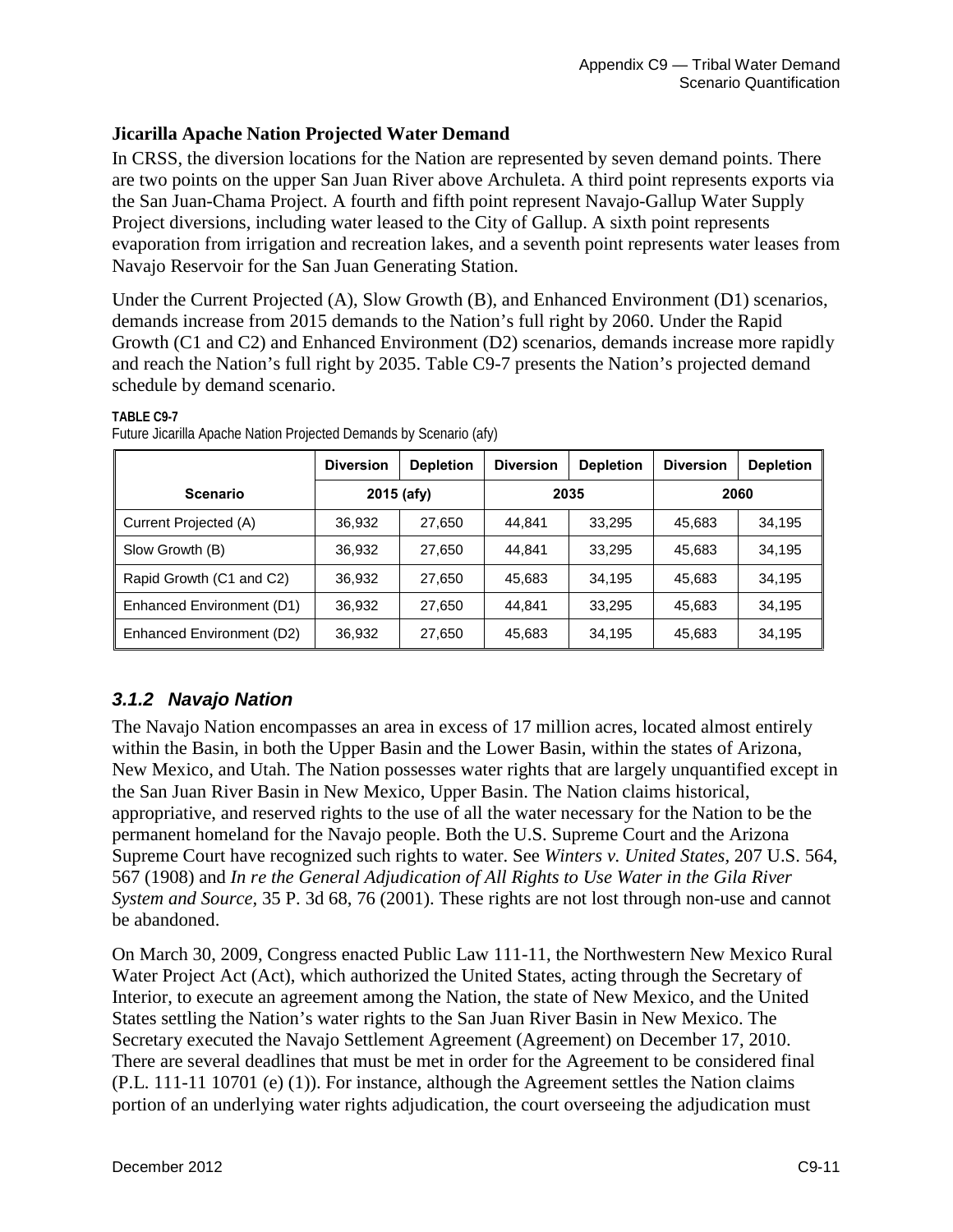**Jicarilla Apache Nation Projected Water Demand**

In CRSS, the diversion locations for the Nation are represented by seven demand points. There are two points on the upper San Juan River above Archuleta. A third point represents exports via the San Juan-Chama Project. A fourth and fifth point represent Navajo-Gallup Water Supply Project diversions, including water leased to the City of Gallup. A sixth point represents evaporation from irrigation and recreation lakes, and a seventh point represents water leases from Navajo Reservoir for the San Juan Generating Station.

Under the Current Projected (A), Slow Growth (B), and Enhanced Environment (D1) scenarios, demands increase from 2015 demands to the Nation's full right by 2060. Under the Rapid Growth (C1 and C2) and Enhanced Environment (D2) scenarios, demands increase more rapidly and reach the Nation's full right by 2035. Table C9-7 presents the Nation's projected demand schedule by demand scenario.

**TABLE C9-7**
Future Jicarilla Apache Nation Projected Demands by Scenario (afy)

| | Diversion | Depletion | Diversion | Depletion | Diversion | Depletion |
|---|---|---|---|---|---|---|
| **Scenario** | **2015 (afy)** | | **2035** | | **2060** | |
| Current Projected (A) | 36,932 | 27,650 | 44,841 | 33,295 | 45,683 | 34,195 |
| Slow Growth (B) | 36,932 | 27,650 | 44,841 | 33,295 | 45,683 | 34,195 |
| Rapid Growth (C1 and C2) | 36,932 | 27,650 | 45,683 | 34,195 | 45,683 | 34,195 |
| Enhanced Environment (D1) | 36,932 | 27,650 | 44,841 | 33,295 | 45,683 | 34,195 |
| Enhanced Environment (D2) | 36,932 | 27,650 | 45,683 | 34,195 | 45,683 | 34,195 |

### *3.1.2 Navajo Nation*

The Navajo Nation encompasses an area in excess of 17 million acres, located almost entirely within the Basin, in both the Upper Basin and the Lower Basin, within the states of Arizona, New Mexico, and Utah. The Nation possesses water rights that are largely unquantified except in the San Juan River Basin in New Mexico, Upper Basin. The Nation claims historical, appropriative, and reserved rights to the use of all the water necessary for the Nation to be the permanent homeland for the Navajo people. Both the U.S. Supreme Court and the Arizona Supreme Court have recognized such rights to water. See *Winters v. United States*, 207 U.S. 564, 567 (1908) and *In re the General Adjudication of All Rights to Use Water in the Gila River System and Source*, 35 P. 3d 68, 76 (2001). These rights are not lost through non-use and cannot be abandoned.

On March 30, 2009, Congress enacted Public Law 111-11, the Northwestern New Mexico Rural Water Project Act (Act), which authorized the United States, acting through the Secretary of Interior, to execute an agreement among the Nation, the state of New Mexico, and the United States settling the Nation's water rights to the San Juan River Basin in New Mexico. The Secretary executed the Navajo Settlement Agreement (Agreement) on December 17, 2010. There are several deadlines that must be met in order for the Agreement to be considered final (P.L. 111-11 10701 (e) (1)). For instance, although the Agreement settles the Nation claims portion of an underlying water rights adjudication, the court overseeing the adjudication must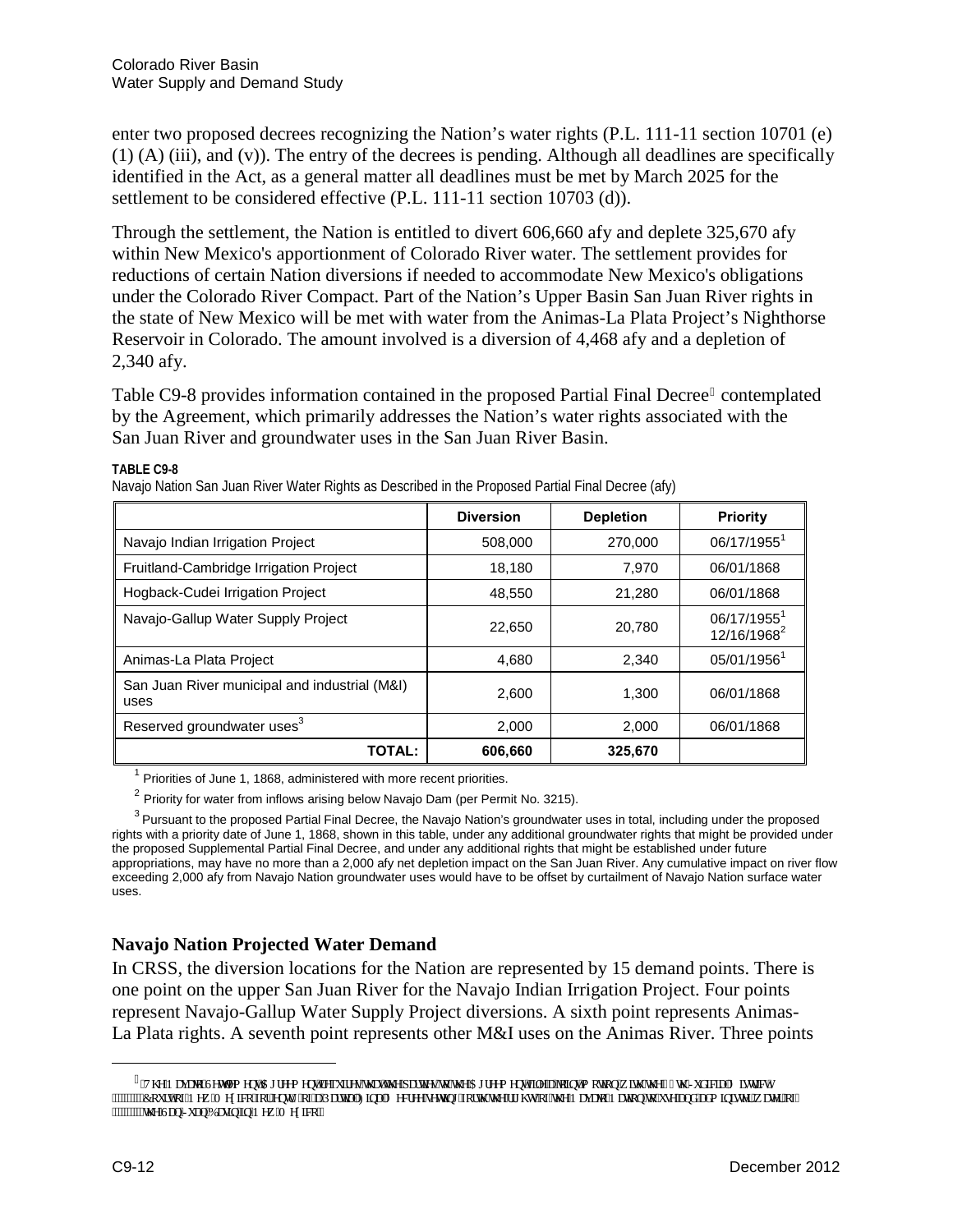enter two proposed decrees recognizing the Nation's water rights (P.L. 111-11 section 10701 (e) (1) (A) (iii), and (v)). The entry of the decrees is pending. Although all deadlines are specifically identified in the Act, as a general matter all deadlines must be met by March 2025 for the settlement to be considered effective (P.L. 111-11 section 10703 (d)).

Through the settlement, the Nation is entitled to divert 606,660 afy and deplete 325,670 afy within New Mexico's apportionment of Colorado River water. The settlement provides for reductions of certain Nation diversions if needed to accommodate New Mexico's obligations under the Colorado River Compact. Part of the Nation's Upper Basin San Juan River rights in the state of New Mexico will be met with water from the Animas-La Plata Project's Nighthorse Reservoir in Colorado. The amount involved is a diversion of 4,468 afy and a depletion of 2,340 afy.

Table C9-8 provides information contained in the proposed Partial Final Decree[*] contemplated by the Agreement, which primarily addresses the Nation's water rights associated with the San Juan River and groundwater uses in the San Juan River Basin.

**TABLE C9-8**

Navajo Nation San Juan River Water Rights as Described in the Proposed Partial Final Decree (afy)

| | Diversion | Depletion | Priority |
|---|---|---|---|
| Navajo Indian Irrigation Project | 508,000 | 270,000 | 06/17/1955[1] |
| Fruitland-Cambridge Irrigation Project | 18,180 | 7,970 | 06/01/1868 |
| Hogback-Cudei Irrigation Project | 48,550 | 21,280 | 06/01/1868 |
| Navajo-Gallup Water Supply Project | 22,650 | 20,780 | 06/17/1955[1] 12/16/1968[2] |
| Animas-La Plata Project | 4,680 | 2,340 | 05/01/1956[1] |
| San Juan River municipal and industrial (M&I) uses | 2,600 | 1,300 | 06/01/1868 |
| Reserved groundwater uses[3] | 2,000 | 2,000 | 06/01/1868 |
| **TOTAL:** | **606,660** | **325,670** | |

[1] Priorities of June 1, 1868, administered with more recent priorities.

[2] Priority for water from inflows arising below Navajo Dam (per Permit No. 3215).

[3] Pursuant to the proposed Partial Final Decree, the Navajo Nation's groundwater uses in total, including under the proposed rights with a priority date of June 1, 1868, shown in this table, under any additional groundwater rights that might be provided under the proposed Supplemental Partial Final Decree, and under any additional rights that might be established under future appropriations, may have no more than a 2,000 afy net depletion impact on the San Juan River. Any cumulative impact on river flow exceeding 2,000 afy from Navajo Nation groundwater uses would have to be offset by curtailment of Navajo Nation surface water uses.

## Navajo Nation Projected Water Demand

In CRSS, the diversion locations for the Nation are represented by 15 demand points. There is one point on the upper San Juan River for the Navajo Indian Irrigation Project. Four points represent Navajo-Gallup Water Supply Project diversions. A sixth point represents Animas-La Plata rights. A seventh point represents other M&I uses on the Animas River. Three points

[*] The Navajo Settlement Agreement identifies that the parties to the Agreement will file a motion with the 11th Judicial District Court of New Mexico for entry of a Partial Final Decree setting forth the rights of the Navajo Nation to use and administer water of the San Juan Basin in New Mexico.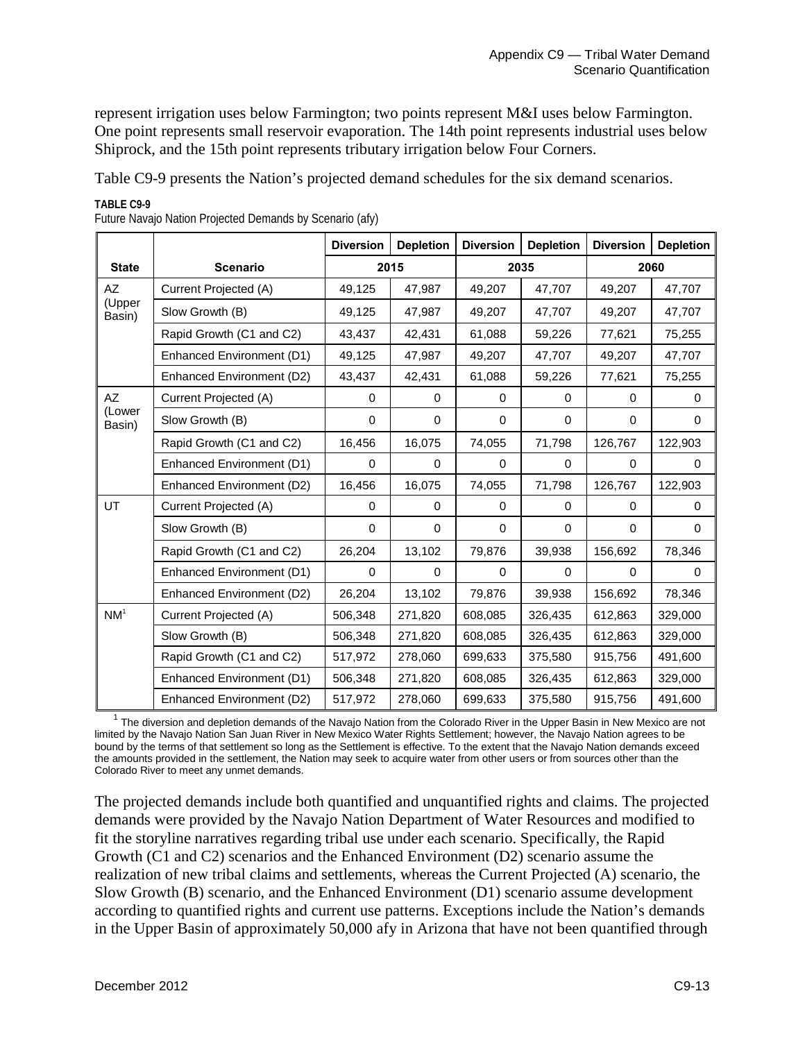represent irrigation uses below Farmington; two points represent M&I uses below Farmington. One point represents small reservoir evaporation. The 14th point represents industrial uses below Shiprock, and the 15th point represents tributary irrigation below Four Corners.

Table C9-9 presents the Nation's projected demand schedules for the six demand scenarios.

**TABLE C9-9**
Future Navajo Nation Projected Demands by Scenario (afy)

| | | Diversion | Depletion | Diversion | Depletion | Diversion | Depletion |
|---|---|---|---|---|---|---|---|
| **State** | **Scenario** | **2015** | | **2035** | | **2060** | |
| AZ (Upper Basin) | Current Projected (A) | 49,125 | 47,987 | 49,207 | 47,707 | 49,207 | 47,707 |
| | Slow Growth (B) | 49,125 | 47,987 | 49,207 | 47,707 | 49,207 | 47,707 |
| | Rapid Growth (C1 and C2) | 43,437 | 42,431 | 61,088 | 59,226 | 77,621 | 75,255 |
| | Enhanced Environment (D1) | 49,125 | 47,987 | 49,207 | 47,707 | 49,207 | 47,707 |
| | Enhanced Environment (D2) | 43,437 | 42,431 | 61,088 | 59,226 | 77,621 | 75,255 |
| AZ (Lower Basin) | Current Projected (A) | 0 | 0 | 0 | 0 | 0 | 0 |
| | Slow Growth (B) | 0 | 0 | 0 | 0 | 0 | 0 |
| | Rapid Growth (C1 and C2) | 16,456 | 16,075 | 74,055 | 71,798 | 126,767 | 122,903 |
| | Enhanced Environment (D1) | 0 | 0 | 0 | 0 | 0 | 0 |
| | Enhanced Environment (D2) | 16,456 | 16,075 | 74,055 | 71,798 | 126,767 | 122,903 |
| UT | Current Projected (A) | 0 | 0 | 0 | 0 | 0 | 0 |
| | Slow Growth (B) | 0 | 0 | 0 | 0 | 0 | 0 |
| | Rapid Growth (C1 and C2) | 26,204 | 13,102 | 79,876 | 39,938 | 156,692 | 78,346 |
| | Enhanced Environment (D1) | 0 | 0 | 0 | 0 | 0 | 0 |
| | Enhanced Environment (D2) | 26,204 | 13,102 | 79,876 | 39,938 | 156,692 | 78,346 |
| NM[1] | Current Projected (A) | 506,348 | 271,820 | 608,085 | 326,435 | 612,863 | 329,000 |
| | Slow Growth (B) | 506,348 | 271,820 | 608,085 | 326,435 | 612,863 | 329,000 |
| | Rapid Growth (C1 and C2) | 517,972 | 278,060 | 699,633 | 375,580 | 915,756 | 491,600 |
| | Enhanced Environment (D1) | 506,348 | 271,820 | 608,085 | 326,435 | 612,863 | 329,000 |
| | Enhanced Environment (D2) | 517,972 | 278,060 | 699,633 | 375,580 | 915,756 | 491,600 |

[1] The diversion and depletion demands of the Navajo Nation from the Colorado River in the Upper Basin in New Mexico are not limited by the Navajo Nation San Juan River in New Mexico Water Rights Settlement; however, the Navajo Nation agrees to be bound by the terms of that settlement so long as the Settlement is effective. To the extent that the Navajo Nation demands exceed the amounts provided in the settlement, the Nation may seek to acquire water from other users or from sources other than the Colorado River to meet any unmet demands.

The projected demands include both quantified and unquantified rights and claims. The projected demands were provided by the Navajo Nation Department of Water Resources and modified to fit the storyline narratives regarding tribal use under each scenario. Specifically, the Rapid Growth (C1 and C2) scenarios and the Enhanced Environment (D2) scenario assume the realization of new tribal claims and settlements, whereas the Current Projected (A) scenario, the Slow Growth (B) scenario, and the Enhanced Environment (D1) scenario assume development according to quantified rights and current use patterns. Exceptions include the Nation's demands in the Upper Basin of approximately 50,000 afy in Arizona that have not been quantified through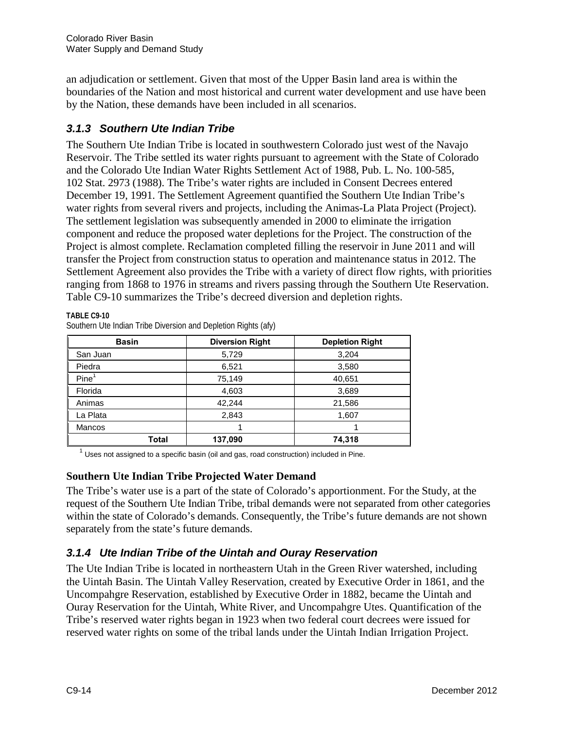an adjudication or settlement. Given that most of the Upper Basin land area is within the boundaries of the Nation and most historical and current water development and use have been by the Nation, these demands have been included in all scenarios.

### *3.1.3 Southern Ute Indian Tribe*

The Southern Ute Indian Tribe is located in southwestern Colorado just west of the Navajo Reservoir. The Tribe settled its water rights pursuant to agreement with the State of Colorado and the Colorado Ute Indian Water Rights Settlement Act of 1988, Pub. L. No. 100-585, 102 Stat. 2973 (1988). The Tribe's water rights are included in Consent Decrees entered December 19, 1991. The Settlement Agreement quantified the Southern Ute Indian Tribe's water rights from several rivers and projects, including the Animas-La Plata Project (Project). The settlement legislation was subsequently amended in 2000 to eliminate the irrigation component and reduce the proposed water depletions for the Project. The construction of the Project is almost complete. Reclamation completed filling the reservoir in June 2011 and will transfer the Project from construction status to operation and maintenance status in 2012. The Settlement Agreement also provides the Tribe with a variety of direct flow rights, with priorities ranging from 1868 to 1976 in streams and rivers passing through the Southern Ute Reservation. Table C9-10 summarizes the Tribe's decreed diversion and depletion rights.

**TABLE C9-10**
Southern Ute Indian Tribe Diversion and Depletion Rights (afy)

| Basin | Diversion Right | Depletion Right |
|---|---|---|
| San Juan | 5,729 | 3,204 |
| Piedra | 6,521 | 3,580 |
| Pine[1] | 75,149 | 40,651 |
| Florida | 4,603 | 3,689 |
| Animas | 42,244 | 21,586 |
| La Plata | 2,843 | 1,607 |
| Mancos | 1 | 1 |
| **Total** | **137,090** | **74,318** |

[1] Uses not assigned to a specific basin (oil and gas, road construction) included in Pine.

#### **Southern Ute Indian Tribe Projected Water Demand**

The Tribe's water use is a part of the state of Colorado's apportionment. For the Study, at the request of the Southern Ute Indian Tribe, tribal demands were not separated from other categories within the state of Colorado's demands. Consequently, the Tribe's future demands are not shown separately from the state's future demands.

### *3.1.4 Ute Indian Tribe of the Uintah and Ouray Reservation*

The Ute Indian Tribe is located in northeastern Utah in the Green River watershed, including the Uintah Basin. The Uintah Valley Reservation, created by Executive Order in 1861, and the Uncompahgre Reservation, established by Executive Order in 1882, became the Uintah and Ouray Reservation for the Uintah, White River, and Uncompahgre Utes. Quantification of the Tribe's reserved water rights began in 1923 when two federal court decrees were issued for reserved water rights on some of the tribal lands under the Uintah Indian Irrigation Project.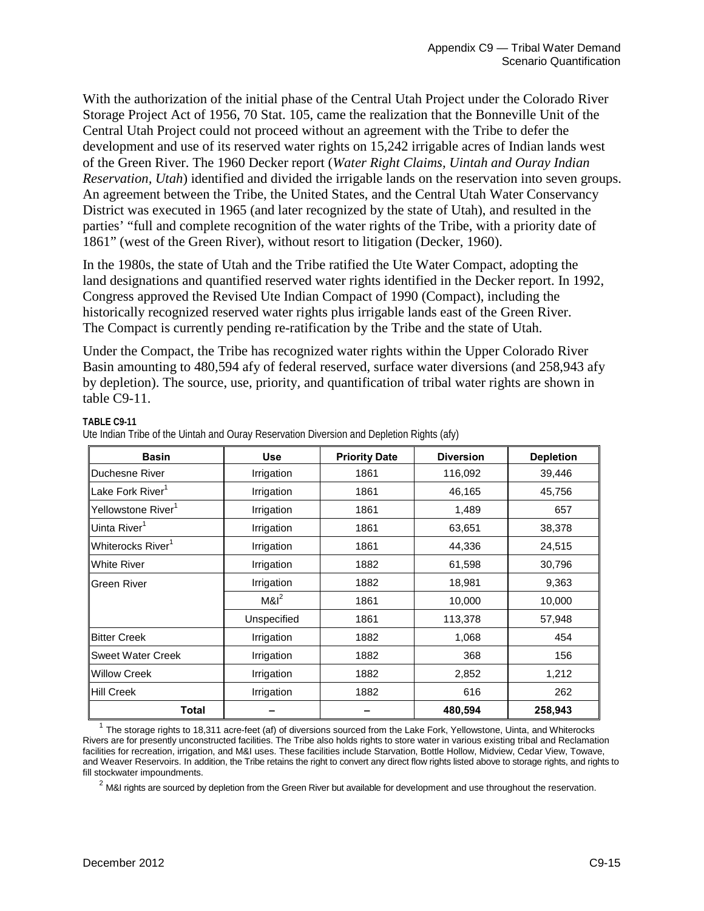With the authorization of the initial phase of the Central Utah Project under the Colorado River Storage Project Act of 1956, 70 Stat. 105, came the realization that the Bonneville Unit of the Central Utah Project could not proceed without an agreement with the Tribe to defer the development and use of its reserved water rights on 15,242 irrigable acres of Indian lands west of the Green River. The 1960 Decker report (*Water Right Claims, Uintah and Ouray Indian Reservation, Utah*) identified and divided the irrigable lands on the reservation into seven groups. An agreement between the Tribe, the United States, and the Central Utah Water Conservancy District was executed in 1965 (and later recognized by the state of Utah), and resulted in the parties' "full and complete recognition of the water rights of the Tribe, with a priority date of 1861" (west of the Green River), without resort to litigation (Decker, 1960).

In the 1980s, the state of Utah and the Tribe ratified the Ute Water Compact, adopting the land designations and quantified reserved water rights identified in the Decker report. In 1992, Congress approved the Revised Ute Indian Compact of 1990 (Compact), including the historically recognized reserved water rights plus irrigable lands east of the Green River. The Compact is currently pending re-ratification by the Tribe and the state of Utah.

Under the Compact, the Tribe has recognized water rights within the Upper Colorado River Basin amounting to 480,594 afy of federal reserved, surface water diversions (and 258,943 afy by depletion). The source, use, priority, and quantification of tribal water rights are shown in table C9-11.

**TABLE C9-11**
Ute Indian Tribe of the Uintah and Ouray Reservation Diversion and Depletion Rights (afy)

| Basin | Use | Priority Date | Diversion | Depletion |
|---|---|---|---|---|
| Duchesne River | Irrigation | 1861 | 116,092 | 39,446 |
| Lake Fork River[1] | Irrigation | 1861 | 46,165 | 45,756 |
| Yellowstone River[1] | Irrigation | 1861 | 1,489 | 657 |
| Uinta River[1] | Irrigation | 1861 | 63,651 | 38,378 |
| Whiterocks River[1] | Irrigation | 1861 | 44,336 | 24,515 |
| White River | Irrigation | 1882 | 61,598 | 30,796 |
| Green River | Irrigation | 1882 | 18,981 | 9,363 |
| | M&I[2] | 1861 | 10,000 | 10,000 |
| | Unspecified | 1861 | 113,378 | 57,948 |
| Bitter Creek | Irrigation | 1882 | 1,068 | 454 |
| Sweet Water Creek | Irrigation | 1882 | 368 | 156 |
| Willow Creek | Irrigation | 1882 | 2,852 | 1,212 |
| Hill Creek | Irrigation | 1882 | 616 | 262 |
| **Total** | – | – | **480,594** | **258,943** |

[1] The storage rights to 18,311 acre-feet (af) of diversions sourced from the Lake Fork, Yellowstone, Uinta, and Whiterocks Rivers are for presently unconstructed facilities. The Tribe also holds rights to store water in various existing tribal and Reclamation facilities for recreation, irrigation, and M&I uses. These facilities include Starvation, Bottle Hollow, Midview, Cedar View, Towave, and Weaver Reservoirs. In addition, the Tribe retains the right to convert any direct flow rights listed above to storage rights, and rights to fill stockwater impoundments.

[2] M&I rights are sourced by depletion from the Green River but available for development and use throughout the reservation.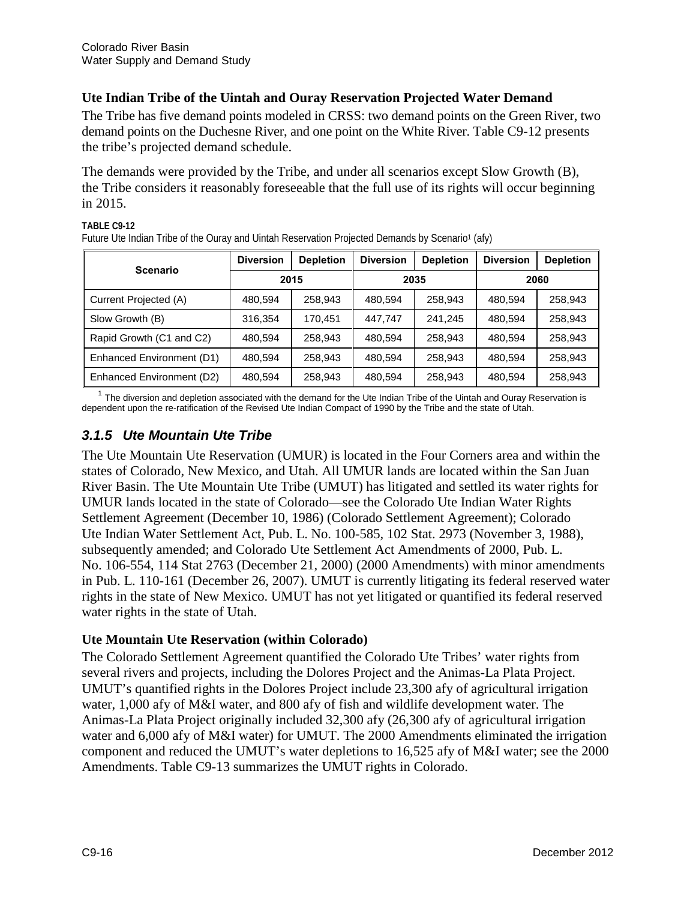### Ute Indian Tribe of the Uintah and Ouray Reservation Projected Water Demand

The Tribe has five demand points modeled in CRSS: two demand points on the Green River, two demand points on the Duchesne River, and one point on the White River. Table C9-12 presents the tribe's projected demand schedule.

The demands were provided by the Tribe, and under all scenarios except Slow Growth (B), the Tribe considers it reasonably foreseeable that the full use of its rights will occur beginning in 2015.

**TABLE C9-12**
Future Ute Indian Tribe of the Ouray and Uintah Reservation Projected Demands by Scenario[1] (afy)

| Scenario | Diversion | Depletion | Diversion | Depletion | Diversion | Depletion |
|---|---|---|---|---|---|---|
| | 2015 | | 2035 | | 2060 | |
| Current Projected (A) | 480,594 | 258,943 | 480,594 | 258,943 | 480,594 | 258,943 |
| Slow Growth (B) | 316,354 | 170,451 | 447,747 | 241,245 | 480,594 | 258,943 |
| Rapid Growth (C1 and C2) | 480,594 | 258,943 | 480,594 | 258,943 | 480,594 | 258,943 |
| Enhanced Environment (D1) | 480,594 | 258,943 | 480,594 | 258,943 | 480,594 | 258,943 |
| Enhanced Environment (D2) | 480,594 | 258,943 | 480,594 | 258,943 | 480,594 | 258,943 |

[1] The diversion and depletion associated with the demand for the Ute Indian Tribe of the Uintah and Ouray Reservation is dependent upon the re-ratification of the Revised Ute Indian Compact of 1990 by the Tribe and the state of Utah.

## *3.1.5 Ute Mountain Ute Tribe*

The Ute Mountain Ute Reservation (UMUR) is located in the Four Corners area and within the states of Colorado, New Mexico, and Utah. All UMUR lands are located within the San Juan River Basin. The Ute Mountain Ute Tribe (UMUT) has litigated and settled its water rights for UMUR lands located in the state of Colorado—see the Colorado Ute Indian Water Rights Settlement Agreement (December 10, 1986) (Colorado Settlement Agreement); Colorado Ute Indian Water Settlement Act, Pub. L. No. 100-585, 102 Stat. 2973 (November 3, 1988), subsequently amended; and Colorado Ute Settlement Act Amendments of 2000, Pub. L. No. 106-554, 114 Stat 2763 (December 21, 2000) (2000 Amendments) with minor amendments in Pub. L. 110-161 (December 26, 2007). UMUT is currently litigating its federal reserved water rights in the state of New Mexico. UMUT has not yet litigated or quantified its federal reserved water rights in the state of Utah.

### Ute Mountain Ute Reservation (within Colorado)

The Colorado Settlement Agreement quantified the Colorado Ute Tribes' water rights from several rivers and projects, including the Dolores Project and the Animas-La Plata Project. UMUT's quantified rights in the Dolores Project include 23,300 afy of agricultural irrigation water, 1,000 afy of M&I water, and 800 afy of fish and wildlife development water. The Animas-La Plata Project originally included 32,300 afy (26,300 afy of agricultural irrigation water and 6,000 afy of M&I water) for UMUT. The 2000 Amendments eliminated the irrigation component and reduced the UMUT's water depletions to 16,525 afy of M&I water; see the 2000 Amendments. Table C9-13 summarizes the UMUT rights in Colorado.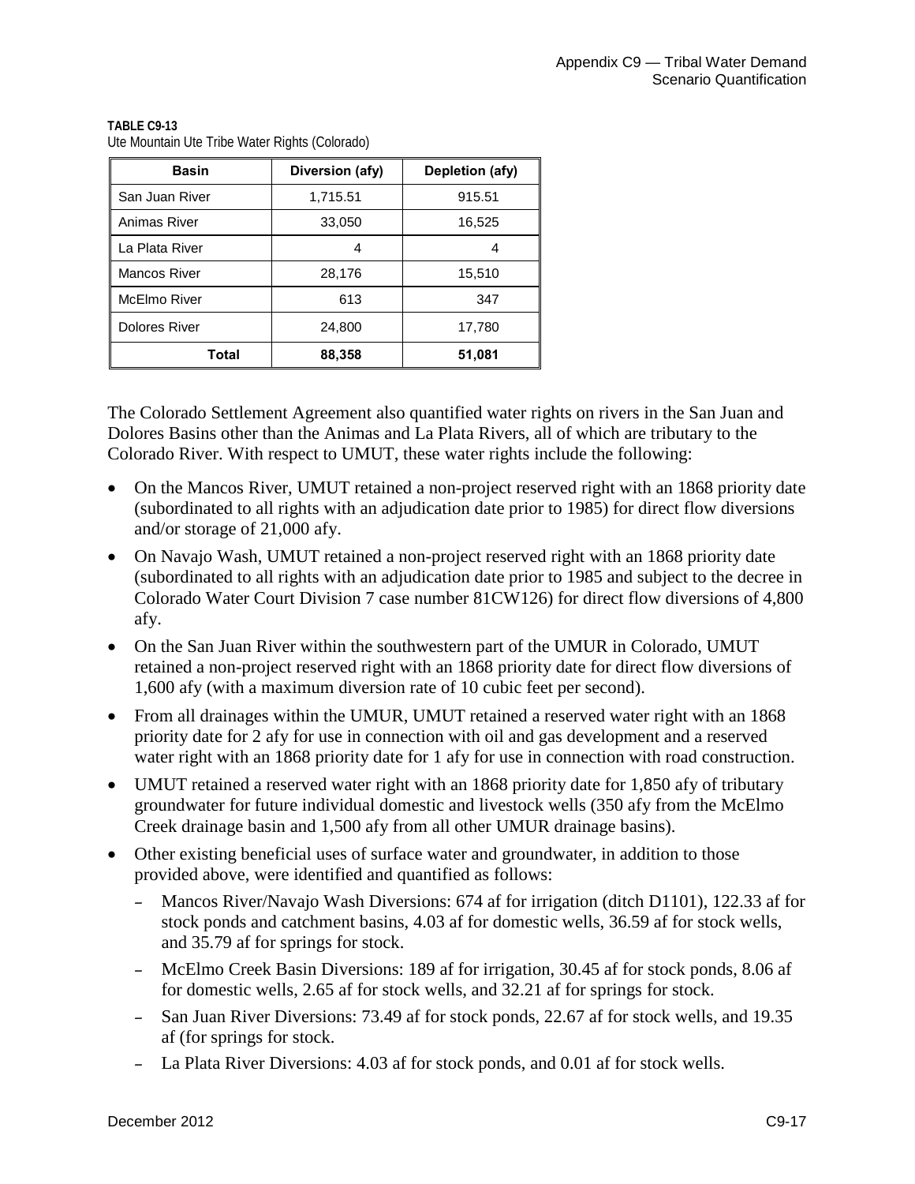**TABLE C9-13**
Ute Mountain Ute Tribe Water Rights (Colorado)

| Basin | Diversion (afy) | Depletion (afy) |
|---|---|---|
| San Juan River | 1,715.51 | 915.51 |
| Animas River | 33,050 | 16,525 |
| La Plata River | 4 | 4 |
| Mancos River | 28,176 | 15,510 |
| McElmo River | 613 | 347 |
| Dolores River | 24,800 | 17,780 |
| **Total** | **88,358** | **51,081** |

The Colorado Settlement Agreement also quantified water rights on rivers in the San Juan and Dolores Basins other than the Animas and La Plata Rivers, all of which are tributary to the Colorado River. With respect to UMUT, these water rights include the following:

- On the Mancos River, UMUT retained a non-project reserved right with an 1868 priority date (subordinated to all rights with an adjudication date prior to 1985) for direct flow diversions and/or storage of 21,000 afy.
- On Navajo Wash, UMUT retained a non-project reserved right with an 1868 priority date (subordinated to all rights with an adjudication date prior to 1985 and subject to the decree in Colorado Water Court Division 7 case number 81CW126) for direct flow diversions of 4,800 afy.
- On the San Juan River within the southwestern part of the UMUR in Colorado, UMUT retained a non-project reserved right with an 1868 priority date for direct flow diversions of 1,600 afy (with a maximum diversion rate of 10 cubic feet per second).
- From all drainages within the UMUR, UMUT retained a reserved water right with an 1868 priority date for 2 afy for use in connection with oil and gas development and a reserved water right with an 1868 priority date for 1 afy for use in connection with road construction.
- UMUT retained a reserved water right with an 1868 priority date for 1,850 afy of tributary groundwater for future individual domestic and livestock wells (350 afy from the McElmo Creek drainage basin and 1,500 afy from all other UMUR drainage basins).
- Other existing beneficial uses of surface water and groundwater, in addition to those provided above, were identified and quantified as follows:
  - Mancos River/Navajo Wash Diversions: 674 af for irrigation (ditch D1101), 122.33 af for stock ponds and catchment basins, 4.03 af for domestic wells, 36.59 af for stock wells, and 35.79 af for springs for stock.
  - McElmo Creek Basin Diversions: 189 af for irrigation, 30.45 af for stock ponds, 8.06 af for domestic wells, 2.65 af for stock wells, and 32.21 af for springs for stock.
  - San Juan River Diversions: 73.49 af for stock ponds, 22.67 af for stock wells, and 19.35 af (for springs for stock.
  - La Plata River Diversions: 4.03 af for stock ponds, and 0.01 af for stock wells.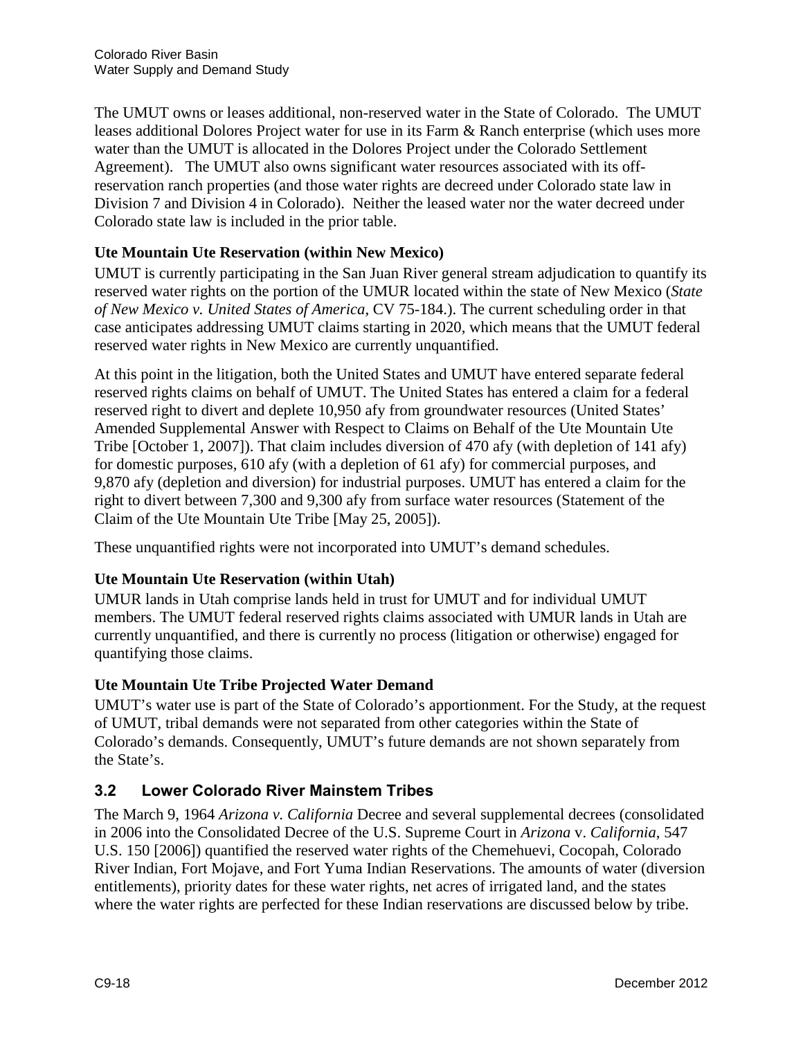The UMUT owns or leases additional, non-reserved water in the State of Colorado. The UMUT leases additional Dolores Project water for use in its Farm & Ranch enterprise (which uses more water than the UMUT is allocated in the Dolores Project under the Colorado Settlement Agreement). The UMUT also owns significant water resources associated with its off-reservation ranch properties (and those water rights are decreed under Colorado state law in Division 7 and Division 4 in Colorado). Neither the leased water nor the water decreed under Colorado state law is included in the prior table.

**Ute Mountain Ute Reservation (within New Mexico)**

UMUT is currently participating in the San Juan River general stream adjudication to quantify its reserved water rights on the portion of the UMUR located within the state of New Mexico (*State of New Mexico v. United States of America*, CV 75-184.). The current scheduling order in that case anticipates addressing UMUT claims starting in 2020, which means that the UMUT federal reserved water rights in New Mexico are currently unquantified.

At this point in the litigation, both the United States and UMUT have entered separate federal reserved rights claims on behalf of UMUT. The United States has entered a claim for a federal reserved right to divert and deplete 10,950 afy from groundwater resources (United States' Amended Supplemental Answer with Respect to Claims on Behalf of the Ute Mountain Ute Tribe [October 1, 2007]). That claim includes diversion of 470 afy (with depletion of 141 afy) for domestic purposes, 610 afy (with a depletion of 61 afy) for commercial purposes, and 9,870 afy (depletion and diversion) for industrial purposes. UMUT has entered a claim for the right to divert between 7,300 and 9,300 afy from surface water resources (Statement of the Claim of the Ute Mountain Ute Tribe [May 25, 2005]).

These unquantified rights were not incorporated into UMUT's demand schedules.

**Ute Mountain Ute Reservation (within Utah)**

UMUR lands in Utah comprise lands held in trust for UMUT and for individual UMUT members. The UMUT federal reserved rights claims associated with UMUR lands in Utah are currently unquantified, and there is currently no process (litigation or otherwise) engaged for quantifying those claims.

**Ute Mountain Ute Tribe Projected Water Demand**

UMUT's water use is part of the State of Colorado's apportionment. For the Study, at the request of UMUT, tribal demands were not separated from other categories within the State of Colorado's demands. Consequently, UMUT's future demands are not shown separately from the State's.

## 3.2 Lower Colorado River Mainstem Tribes

The March 9, 1964 *Arizona v. California* Decree and several supplemental decrees (consolidated in 2006 into the Consolidated Decree of the U.S. Supreme Court in *Arizona* v. *California*, 547 U.S. 150 [2006]) quantified the reserved water rights of the Chemehuevi, Cocopah, Colorado River Indian, Fort Mojave, and Fort Yuma Indian Reservations. The amounts of water (diversion entitlements), priority dates for these water rights, net acres of irrigated land, and the states where the water rights are perfected for these Indian reservations are discussed below by tribe.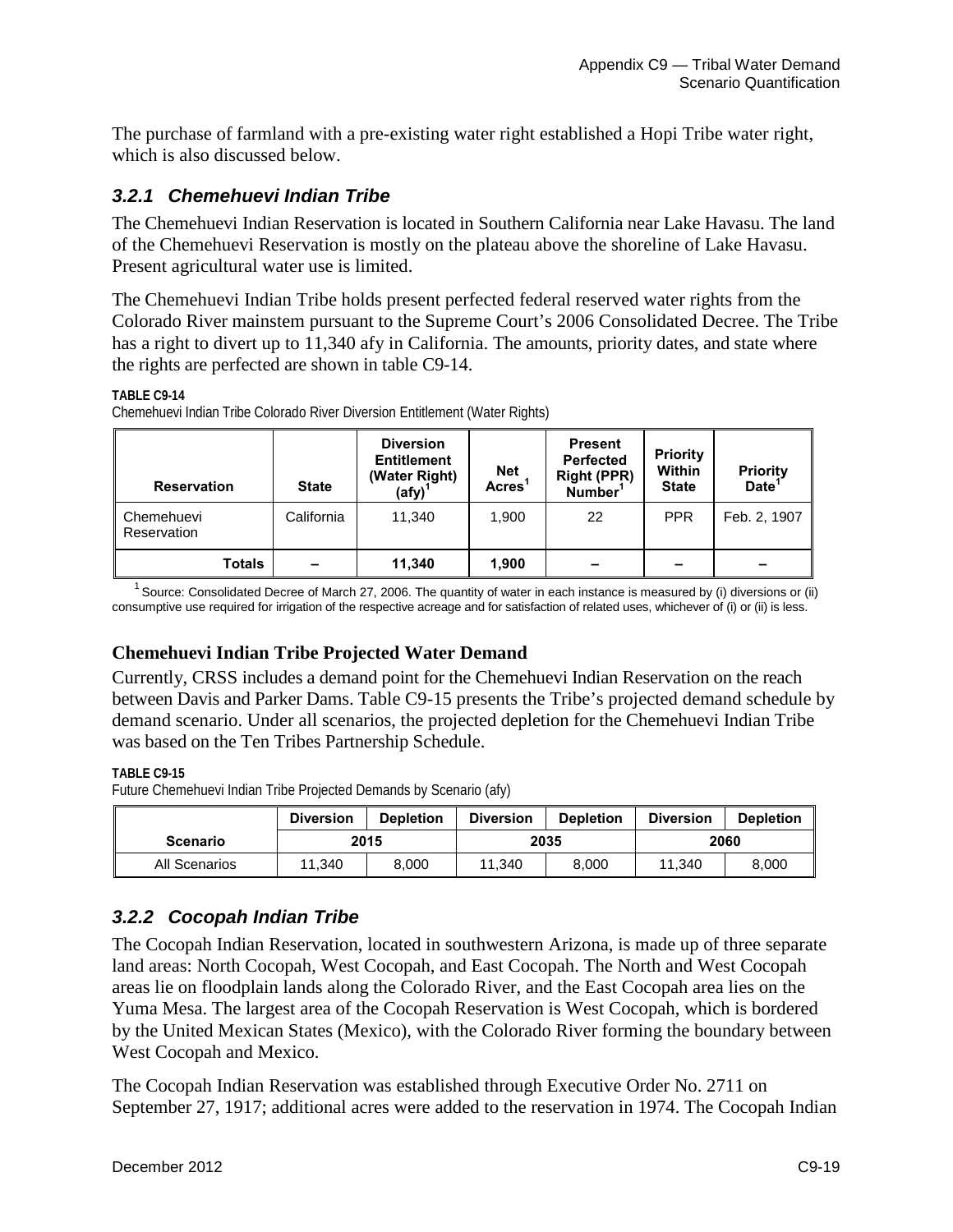The purchase of farmland with a pre-existing water right established a Hopi Tribe water right, which is also discussed below.

### *3.2.1 Chemehuevi Indian Tribe*

The Chemehuevi Indian Reservation is located in Southern California near Lake Havasu. The land of the Chemehuevi Reservation is mostly on the plateau above the shoreline of Lake Havasu. Present agricultural water use is limited.

The Chemehuevi Indian Tribe holds present perfected federal reserved water rights from the Colorado River mainstem pursuant to the Supreme Court's 2006 Consolidated Decree. The Tribe has a right to divert up to 11,340 afy in California. The amounts, priority dates, and state where the rights are perfected are shown in table C9-14.

**TABLE C9-14**
Chemehuevi Indian Tribe Colorado River Diversion Entitlement (Water Rights)

| Reservation | State | Diversion Entitlement (Water Right) (afy)[1] | Net Acres[1] | Present Perfected Right (PPR) Number[1] | Priority Within State | Priority Date[1] |
|---|---|---|---|---|---|---|
| Chemehuevi Reservation | California | 11,340 | 1,900 | 22 | PPR | Feb. 2, 1907 |
| **Totals** | – | **11,340** | **1,900** | – | – | – |

[1] Source: Consolidated Decree of March 27, 2006. The quantity of water in each instance is measured by (i) diversions or (ii) consumptive use required for irrigation of the respective acreage and for satisfaction of related uses, whichever of (i) or (ii) is less.

**Chemehuevi Indian Tribe Projected Water Demand**

Currently, CRSS includes a demand point for the Chemehuevi Indian Reservation on the reach between Davis and Parker Dams. Table C9-15 presents the Tribe's projected demand schedule by demand scenario. Under all scenarios, the projected depletion for the Chemehuevi Indian Tribe was based on the Ten Tribes Partnership Schedule.

**TABLE C9-15**
Future Chemehuevi Indian Tribe Projected Demands by Scenario (afy)

| | Diversion | Depletion | Diversion | Depletion | Diversion | Depletion |
|---|---|---|---|---|---|---|
| **Scenario** | **2015** | | **2035** | | **2060** | |
| All Scenarios | 11,340 | 8,000 | 11,340 | 8,000 | 11,340 | 8,000 |

### *3.2.2 Cocopah Indian Tribe*

The Cocopah Indian Reservation, located in southwestern Arizona, is made up of three separate land areas: North Cocopah, West Cocopah, and East Cocopah. The North and West Cocopah areas lie on floodplain lands along the Colorado River, and the East Cocopah area lies on the Yuma Mesa. The largest area of the Cocopah Reservation is West Cocopah, which is bordered by the United Mexican States (Mexico), with the Colorado River forming the boundary between West Cocopah and Mexico.

The Cocopah Indian Reservation was established through Executive Order No. 2711 on September 27, 1917; additional acres were added to the reservation in 1974. The Cocopah Indian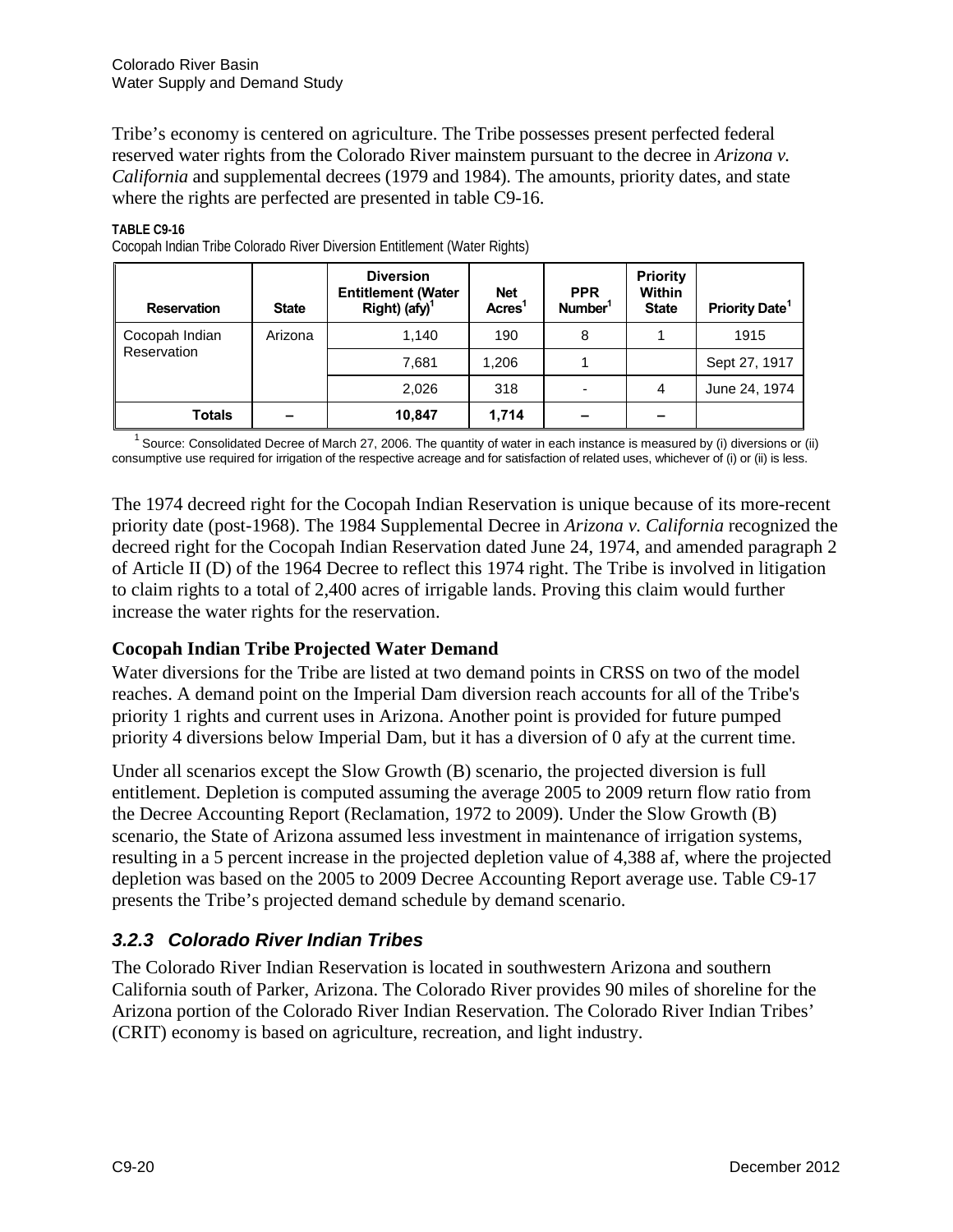Tribe's economy is centered on agriculture. The Tribe possesses present perfected federal reserved water rights from the Colorado River mainstem pursuant to the decree in *Arizona v. California* and supplemental decrees (1979 and 1984). The amounts, priority dates, and state where the rights are perfected are presented in table C9-16.

**TABLE C9-16**
Cocopah Indian Tribe Colorado River Diversion Entitlement (Water Rights)

| Reservation | State | Diversion Entitlement (Water Right) (afy)[1] | Net Acres[1] | PPR Number[1] | Priority Within State | Priority Date[1] |
|---|---|---|---|---|---|---|
| Cocopah Indian Reservation | Arizona | 1,140 | 190 | 8 | 1 | 1915 |
| | | 7,681 | 1,206 | 1 | | Sept 27, 1917 |
| | | 2,026 | 318 | - | 4 | June 24, 1974 |
| **Totals** | **–** | **10,847** | **1,714** | **–** | **–** | |

[1] Source: Consolidated Decree of March 27, 2006. The quantity of water in each instance is measured by (i) diversions or (ii) consumptive use required for irrigation of the respective acreage and for satisfaction of related uses, whichever of (i) or (ii) is less.

The 1974 decreed right for the Cocopah Indian Reservation is unique because of its more-recent priority date (post-1968). The 1984 Supplemental Decree in *Arizona v. California* recognized the decreed right for the Cocopah Indian Reservation dated June 24, 1974, and amended paragraph 2 of Article II (D) of the 1964 Decree to reflect this 1974 right. The Tribe is involved in litigation to claim rights to a total of 2,400 acres of irrigable lands. Proving this claim would further increase the water rights for the reservation.

### Cocopah Indian Tribe Projected Water Demand

Water diversions for the Tribe are listed at two demand points in CRSS on two of the model reaches. A demand point on the Imperial Dam diversion reach accounts for all of the Tribe's priority 1 rights and current uses in Arizona. Another point is provided for future pumped priority 4 diversions below Imperial Dam, but it has a diversion of 0 afy at the current time.

Under all scenarios except the Slow Growth (B) scenario, the projected diversion is full entitlement. Depletion is computed assuming the average 2005 to 2009 return flow ratio from the Decree Accounting Report (Reclamation, 1972 to 2009). Under the Slow Growth (B) scenario, the State of Arizona assumed less investment in maintenance of irrigation systems, resulting in a 5 percent increase in the projected depletion value of 4,388 af, where the projected depletion was based on the 2005 to 2009 Decree Accounting Report average use. Table C9-17 presents the Tribe's projected demand schedule by demand scenario.

## *3.2.3 Colorado River Indian Tribes*

The Colorado River Indian Reservation is located in southwestern Arizona and southern California south of Parker, Arizona. The Colorado River provides 90 miles of shoreline for the Arizona portion of the Colorado River Indian Reservation. The Colorado River Indian Tribes' (CRIT) economy is based on agriculture, recreation, and light industry.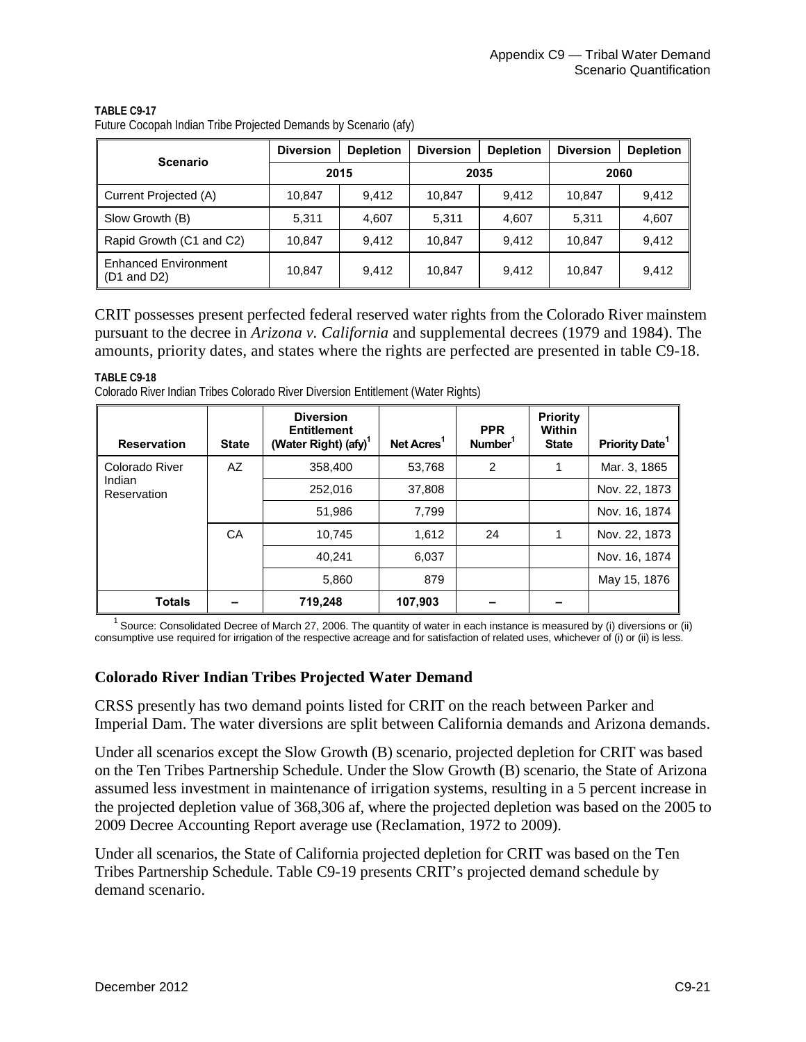**TABLE C9-17**
Future Cocopah Indian Tribe Projected Demands by Scenario (afy)

| Scenario | Diversion | Depletion | Diversion | Depletion | Diversion | Depletion |
|---|---|---|---|---|---|---|
| | 2015 | | 2035 | | 2060 | |
| Current Projected (A) | 10,847 | 9,412 | 10,847 | 9,412 | 10,847 | 9,412 |
| Slow Growth (B) | 5,311 | 4,607 | 5,311 | 4,607 | 5,311 | 4,607 |
| Rapid Growth (C1 and C2) | 10,847 | 9,412 | 10,847 | 9,412 | 10,847 | 9,412 |
| Enhanced Environment (D1 and D2) | 10,847 | 9,412 | 10,847 | 9,412 | 10,847 | 9,412 |

CRIT possesses present perfected federal reserved water rights from the Colorado River mainstem pursuant to the decree in *Arizona v. California* and supplemental decrees (1979 and 1984). The amounts, priority dates, and states where the rights are perfected are presented in table C9-18.

**TABLE C9-18**
Colorado River Indian Tribes Colorado River Diversion Entitlement (Water Rights)

| Reservation | State | Diversion Entitlement (Water Right) (afy)[1] | Net Acres[1] | PPR Number[1] | Priority Within State | Priority Date[1] |
|---|---|---|---|---|---|---|
| Colorado River Indian Reservation | AZ | 358,400 | 53,768 | 2 | 1 | Mar. 3, 1865 |
| | | 252,016 | 37,808 | | | Nov. 22, 1873 |
| | | 51,986 | 7,799 | | | Nov. 16, 1874 |
| | CA | 10,745 | 1,612 | 24 | 1 | Nov. 22, 1873 |
| | | 40,241 | 6,037 | | | Nov. 16, 1874 |
| | | 5,860 | 879 | | | May 15, 1876 |
| **Totals** | – | **719,248** | **107,903** | – | – | |

[1] Source: Consolidated Decree of March 27, 2006. The quantity of water in each instance is measured by (i) diversions or (ii) consumptive use required for irrigation of the respective acreage and for satisfaction of related uses, whichever of (i) or (ii) is less.

## Colorado River Indian Tribes Projected Water Demand

CRSS presently has two demand points listed for CRIT on the reach between Parker and Imperial Dam. The water diversions are split between California demands and Arizona demands.

Under all scenarios except the Slow Growth (B) scenario, projected depletion for CRIT was based on the Ten Tribes Partnership Schedule. Under the Slow Growth (B) scenario, the State of Arizona assumed less investment in maintenance of irrigation systems, resulting in a 5 percent increase in the projected depletion value of 368,306 af, where the projected depletion was based on the 2005 to 2009 Decree Accounting Report average use (Reclamation, 1972 to 2009).

Under all scenarios, the State of California projected depletion for CRIT was based on the Ten Tribes Partnership Schedule. Table C9-19 presents CRIT's projected demand schedule by demand scenario.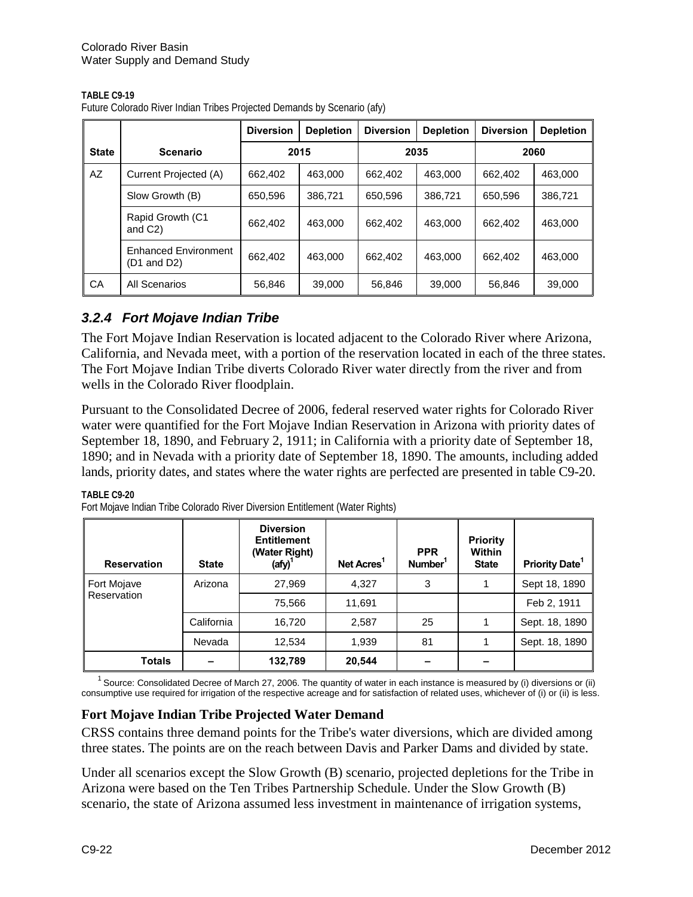**TABLE C9-19**
Future Colorado River Indian Tribes Projected Demands by Scenario (afy)

| | | Diversion | Depletion | Diversion | Depletion | Diversion | Depletion |
|---|---|---|---|---|---|---|---|
| **State** | **Scenario** | **2015** | | **2035** | | **2060** | |
| AZ | Current Projected (A) | 662,402 | 463,000 | 662,402 | 463,000 | 662,402 | 463,000 |
| | Slow Growth (B) | 650,596 | 386,721 | 650,596 | 386,721 | 650,596 | 386,721 |
| | Rapid Growth (C1 and C2) | 662,402 | 463,000 | 662,402 | 463,000 | 662,402 | 463,000 |
| | Enhanced Environment (D1 and D2) | 662,402 | 463,000 | 662,402 | 463,000 | 662,402 | 463,000 |
| CA | All Scenarios | 56,846 | 39,000 | 56,846 | 39,000 | 56,846 | 39,000 |

### *3.2.4 Fort Mojave Indian Tribe*

The Fort Mojave Indian Reservation is located adjacent to the Colorado River where Arizona, California, and Nevada meet, with a portion of the reservation located in each of the three states. The Fort Mojave Indian Tribe diverts Colorado River water directly from the river and from wells in the Colorado River floodplain.

Pursuant to the Consolidated Decree of 2006, federal reserved water rights for Colorado River water were quantified for the Fort Mojave Indian Reservation in Arizona with priority dates of September 18, 1890, and February 2, 1911; in California with a priority date of September 18, 1890; and in Nevada with a priority date of September 18, 1890. The amounts, including added lands, priority dates, and states where the water rights are perfected are presented in table C9-20.

**TABLE C9-20**
Fort Mojave Indian Tribe Colorado River Diversion Entitlement (Water Rights)

| Reservation | State | Diversion Entitlement (Water Right) (afy)[1] | Net Acres[1] | PPR Number[1] | Priority Within State | Priority Date[1] |
|---|---|---|---|---|---|---|
| Fort Mojave Reservation | Arizona | 27,969 | 4,327 | 3 | 1 | Sept 18, 1890 |
| | | 75,566 | 11,691 | | | Feb 2, 1911 |
| | California | 16,720 | 2,587 | 25 | 1 | Sept. 18, 1890 |
| | Nevada | 12,534 | 1,939 | 81 | 1 | Sept. 18, 1890 |
| **Totals** | – | **132,789** | **20,544** | – | – | |

[1] Source: Consolidated Decree of March 27, 2006. The quantity of water in each instance is measured by (i) diversions or (ii) consumptive use required for irrigation of the respective acreage and for satisfaction of related uses, whichever of (i) or (ii) is less.

#### Fort Mojave Indian Tribe Projected Water Demand

CRSS contains three demand points for the Tribe's water diversions, which are divided among three states. The points are on the reach between Davis and Parker Dams and divided by state.

Under all scenarios except the Slow Growth (B) scenario, projected depletions for the Tribe in Arizona were based on the Ten Tribes Partnership Schedule. Under the Slow Growth (B) scenario, the state of Arizona assumed less investment in maintenance of irrigation systems,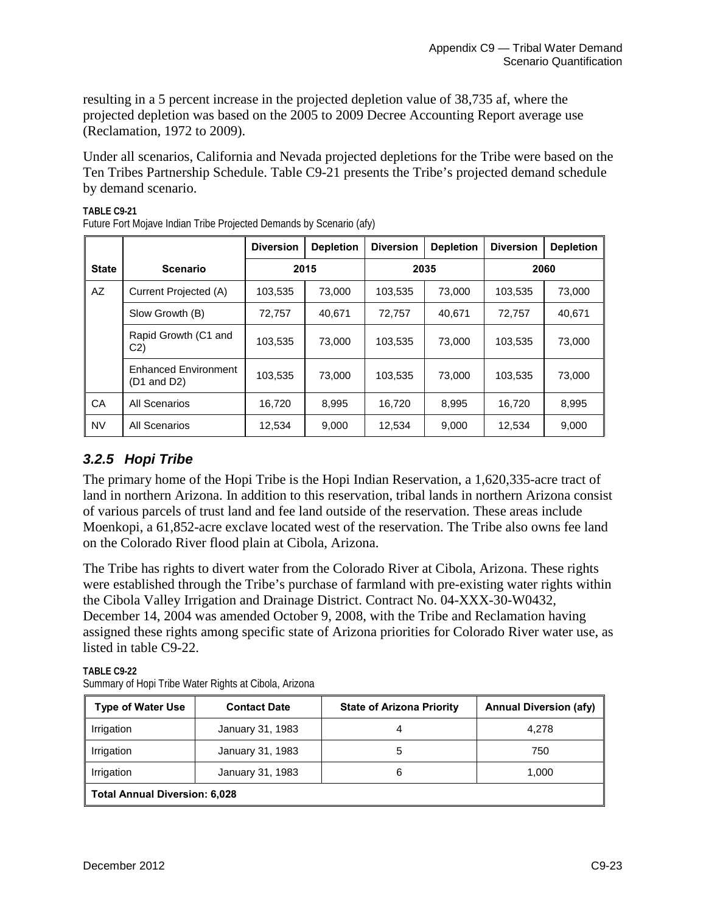resulting in a 5 percent increase in the projected depletion value of 38,735 af, where the projected depletion was based on the 2005 to 2009 Decree Accounting Report average use (Reclamation, 1972 to 2009).

Under all scenarios, California and Nevada projected depletions for the Tribe were based on the Ten Tribes Partnership Schedule. Table C9-21 presents the Tribe's projected demand schedule by demand scenario.

**TABLE C9-21**
Future Fort Mojave Indian Tribe Projected Demands by Scenario (afy)

| | | Diversion | Depletion | Diversion | Depletion | Diversion | Depletion |
|---|---|---|---|---|---|---|---|
| **State** | **Scenario** | **2015** | | **2035** | | **2060** | |
| AZ | Current Projected (A) | 103,535 | 73,000 | 103,535 | 73,000 | 103,535 | 73,000 |
| | Slow Growth (B) | 72,757 | 40,671 | 72,757 | 40,671 | 72,757 | 40,671 |
| | Rapid Growth (C1 and C2) | 103,535 | 73,000 | 103,535 | 73,000 | 103,535 | 73,000 |
| | Enhanced Environment (D1 and D2) | 103,535 | 73,000 | 103,535 | 73,000 | 103,535 | 73,000 |
| CA | All Scenarios | 16,720 | 8,995 | 16,720 | 8,995 | 16,720 | 8,995 |
| NV | All Scenarios | 12,534 | 9,000 | 12,534 | 9,000 | 12,534 | 9,000 |

### *3.2.5 Hopi Tribe*

The primary home of the Hopi Tribe is the Hopi Indian Reservation, a 1,620,335-acre tract of land in northern Arizona. In addition to this reservation, tribal lands in northern Arizona consist of various parcels of trust land and fee land outside of the reservation. These areas include Moenkopi, a 61,852-acre exclave located west of the reservation. The Tribe also owns fee land on the Colorado River flood plain at Cibola, Arizona.

The Tribe has rights to divert water from the Colorado River at Cibola, Arizona. These rights were established through the Tribe's purchase of farmland with pre-existing water rights within the Cibola Valley Irrigation and Drainage District. Contract No. 04-XXX-30-W0432, December 14, 2004 was amended October 9, 2008, with the Tribe and Reclamation having assigned these rights among specific state of Arizona priorities for Colorado River water use, as listed in table C9-22.

**TABLE C9-22**
Summary of Hopi Tribe Water Rights at Cibola, Arizona

| Type of Water Use | Contact Date | State of Arizona Priority | Annual Diversion (afy) |
|---|---|---|---|
| Irrigation | January 31, 1983 | 4 | 4,278 |
| Irrigation | January 31, 1983 | 5 | 750 |
| Irrigation | January 31, 1983 | 6 | 1,000 |
| **Total Annual Diversion: 6,028** | | | |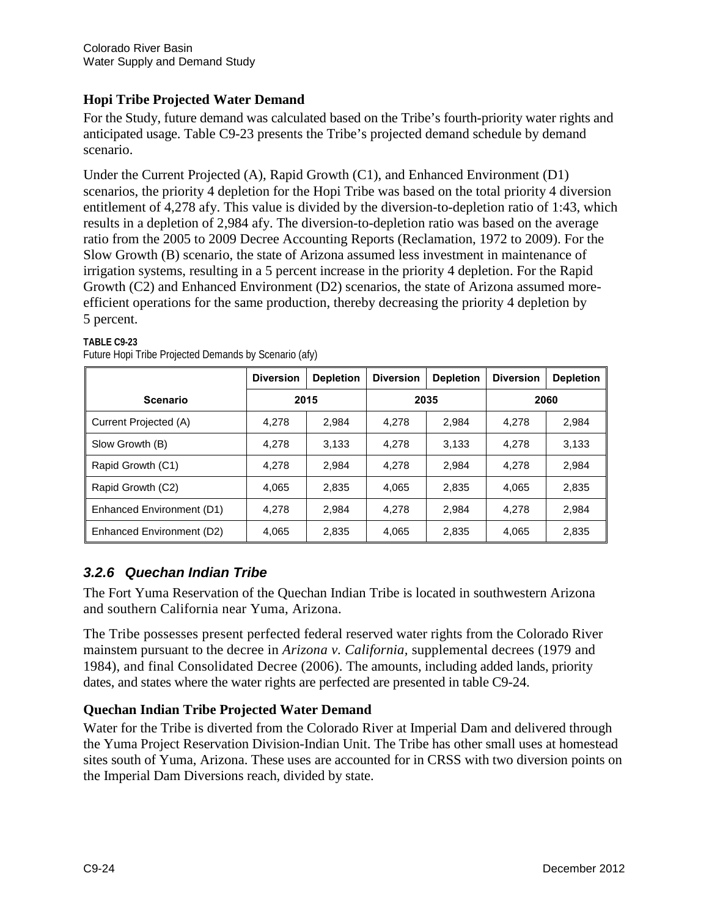### Hopi Tribe Projected Water Demand

For the Study, future demand was calculated based on the Tribe's fourth-priority water rights and anticipated usage. Table C9-23 presents the Tribe's projected demand schedule by demand scenario.

Under the Current Projected (A), Rapid Growth (C1), and Enhanced Environment (D1) scenarios, the priority 4 depletion for the Hopi Tribe was based on the total priority 4 diversion entitlement of 4,278 afy. This value is divided by the diversion-to-depletion ratio of 1:43, which results in a depletion of 2,984 afy. The diversion-to-depletion ratio was based on the average ratio from the 2005 to 2009 Decree Accounting Reports (Reclamation, 1972 to 2009). For the Slow Growth (B) scenario, the state of Arizona assumed less investment in maintenance of irrigation systems, resulting in a 5 percent increase in the priority 4 depletion. For the Rapid Growth (C2) and Enhanced Environment (D2) scenarios, the state of Arizona assumed more-efficient operations for the same production, thereby decreasing the priority 4 depletion by 5 percent.

**TABLE C9-23**
Future Hopi Tribe Projected Demands by Scenario (afy)

| | Diversion | Depletion | Diversion | Depletion | Diversion | Depletion |
|---|---|---|---|---|---|---|
| **Scenario** | 2015 | | 2035 | | 2060 | |
| Current Projected (A) | 4,278 | 2,984 | 4,278 | 2,984 | 4,278 | 2,984 |
| Slow Growth (B) | 4,278 | 3,133 | 4,278 | 3,133 | 4,278 | 3,133 |
| Rapid Growth (C1) | 4,278 | 2,984 | 4,278 | 2,984 | 4,278 | 2,984 |
| Rapid Growth (C2) | 4,065 | 2,835 | 4,065 | 2,835 | 4,065 | 2,835 |
| Enhanced Environment (D1) | 4,278 | 2,984 | 4,278 | 2,984 | 4,278 | 2,984 |
| Enhanced Environment (D2) | 4,065 | 2,835 | 4,065 | 2,835 | 4,065 | 2,835 |

## *3.2.6 Quechan Indian Tribe*

The Fort Yuma Reservation of the Quechan Indian Tribe is located in southwestern Arizona and southern California near Yuma, Arizona.

The Tribe possesses present perfected federal reserved water rights from the Colorado River mainstem pursuant to the decree in *Arizona v. California*, supplemental decrees (1979 and 1984), and final Consolidated Decree (2006). The amounts, including added lands, priority dates, and states where the water rights are perfected are presented in table C9-24.

### Quechan Indian Tribe Projected Water Demand

Water for the Tribe is diverted from the Colorado River at Imperial Dam and delivered through the Yuma Project Reservation Division-Indian Unit. The Tribe has other small uses at homestead sites south of Yuma, Arizona. These uses are accounted for in CRSS with two diversion points on the Imperial Dam Diversions reach, divided by state.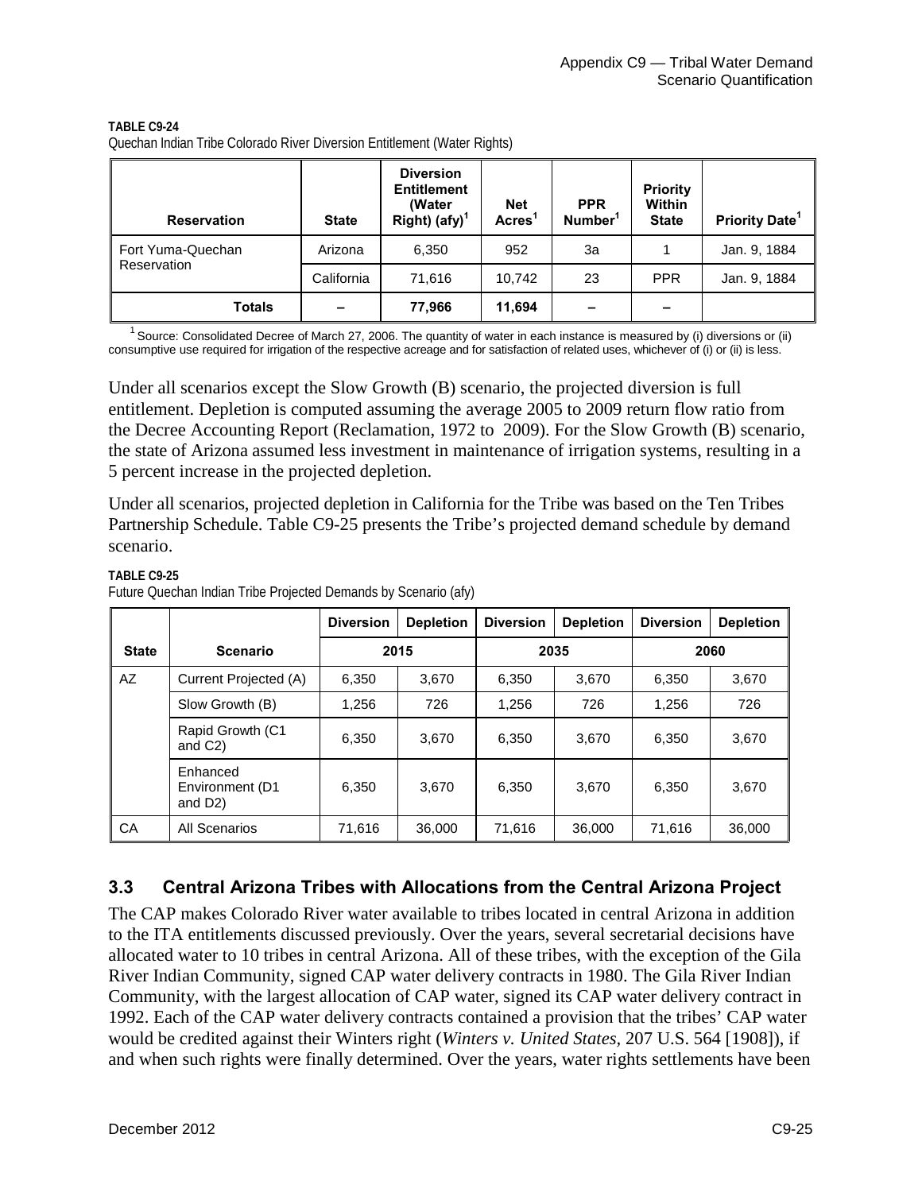**TABLE C9-24**
Quechan Indian Tribe Colorado River Diversion Entitlement (Water Rights)

| Reservation | State | Diversion Entitlement (Water Right) (afy)[1] | Net Acres[1] | PPR Number[1] | Priority Within State | Priority Date[1] |
|---|---|---|---|---|---|---|
| Fort Yuma-Quechan Reservation | Arizona | 6,350 | 952 | 3a | 1 | Jan. 9, 1884 |
| | California | 71,616 | 10,742 | 23 | PPR | Jan. 9, 1884 |
| **Totals** | – | **77,966** | **11,694** | – | – | |

[1] Source: Consolidated Decree of March 27, 2006. The quantity of water in each instance is measured by (i) diversions or (ii) consumptive use required for irrigation of the respective acreage and for satisfaction of related uses, whichever of (i) or (ii) is less.

Under all scenarios except the Slow Growth (B) scenario, the projected diversion is full entitlement. Depletion is computed assuming the average 2005 to 2009 return flow ratio from the Decree Accounting Report (Reclamation, 1972 to 2009). For the Slow Growth (B) scenario, the state of Arizona assumed less investment in maintenance of irrigation systems, resulting in a 5 percent increase in the projected depletion.

Under all scenarios, projected depletion in California for the Tribe was based on the Ten Tribes Partnership Schedule. Table C9-25 presents the Tribe's projected demand schedule by demand scenario.

**TABLE C9-25**
Future Quechan Indian Tribe Projected Demands by Scenario (afy)

| | | Diversion | Depletion | Diversion | Depletion | Diversion | Depletion |
|---|---|---|---|---|---|---|---|
| **State** | **Scenario** | **2015** | | **2035** | | **2060** | |
| AZ | Current Projected (A) | 6,350 | 3,670 | 6,350 | 3,670 | 6,350 | 3,670 |
| | Slow Growth (B) | 1,256 | 726 | 1,256 | 726 | 1,256 | 726 |
| | Rapid Growth (C1 and C2) | 6,350 | 3,670 | 6,350 | 3,670 | 6,350 | 3,670 |
| | Enhanced Environment (D1 and D2) | 6,350 | 3,670 | 6,350 | 3,670 | 6,350 | 3,670 |
| CA | All Scenarios | 71,616 | 36,000 | 71,616 | 36,000 | 71,616 | 36,000 |

### 3.3 Central Arizona Tribes with Allocations from the Central Arizona Project

The CAP makes Colorado River water available to tribes located in central Arizona in addition to the ITA entitlements discussed previously. Over the years, several secretarial decisions have allocated water to 10 tribes in central Arizona. All of these tribes, with the exception of the Gila River Indian Community, signed CAP water delivery contracts in 1980. The Gila River Indian Community, with the largest allocation of CAP water, signed its CAP water delivery contract in 1992. Each of the CAP water delivery contracts contained a provision that the tribes' CAP water would be credited against their Winters right (*Winters v. United States*, 207 U.S. 564 [1908]), if and when such rights were finally determined. Over the years, water rights settlements have been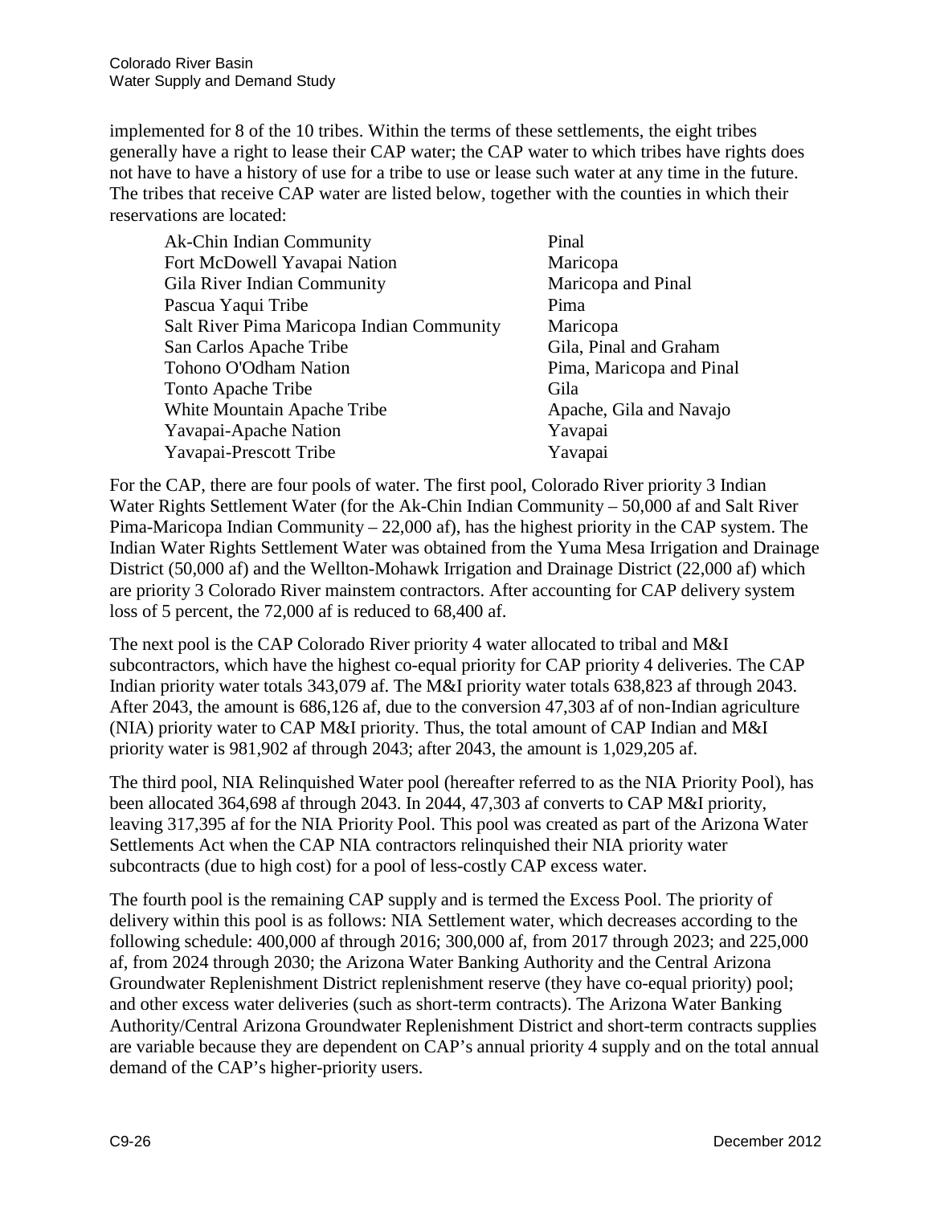implemented for 8 of the 10 tribes. Within the terms of these settlements, the eight tribes generally have a right to lease their CAP water; the CAP water to which tribes have rights does not have to have a history of use for a tribe to use or lease such water at any time in the future. The tribes that receive CAP water are listed below, together with the counties in which their reservations are located:

| Tribe | County |
|---|---|
| Ak-Chin Indian Community | Pinal |
| Fort McDowell Yavapai Nation | Maricopa |
| Gila River Indian Community | Maricopa and Pinal |
| Pascua Yaqui Tribe | Pima |
| Salt River Pima Maricopa Indian Community | Maricopa |
| San Carlos Apache Tribe | Gila, Pinal and Graham |
| Tohono O'Odham Nation | Pima, Maricopa and Pinal |
| Tonto Apache Tribe | Gila |
| White Mountain Apache Tribe | Apache, Gila and Navajo |
| Yavapai-Apache Nation | Yavapai |
| Yavapai-Prescott Tribe | Yavapai |

For the CAP, there are four pools of water. The first pool, Colorado River priority 3 Indian Water Rights Settlement Water (for the Ak-Chin Indian Community – 50,000 af and Salt River Pima-Maricopa Indian Community – 22,000 af), has the highest priority in the CAP system. The Indian Water Rights Settlement Water was obtained from the Yuma Mesa Irrigation and Drainage District (50,000 af) and the Wellton-Mohawk Irrigation and Drainage District (22,000 af) which are priority 3 Colorado River mainstem contractors. After accounting for CAP delivery system loss of 5 percent, the 72,000 af is reduced to 68,400 af.

The next pool is the CAP Colorado River priority 4 water allocated to tribal and M&I subcontractors, which have the highest co-equal priority for CAP priority 4 deliveries. The CAP Indian priority water totals 343,079 af. The M&I priority water totals 638,823 af through 2043. After 2043, the amount is 686,126 af, due to the conversion 47,303 af of non-Indian agriculture (NIA) priority water to CAP M&I priority. Thus, the total amount of CAP Indian and M&I priority water is 981,902 af through 2043; after 2043, the amount is 1,029,205 af.

The third pool, NIA Relinquished Water pool (hereafter referred to as the NIA Priority Pool), has been allocated 364,698 af through 2043. In 2044, 47,303 af converts to CAP M&I priority, leaving 317,395 af for the NIA Priority Pool. This pool was created as part of the Arizona Water Settlements Act when the CAP NIA contractors relinquished their NIA priority water subcontracts (due to high cost) for a pool of less-costly CAP excess water.

The fourth pool is the remaining CAP supply and is termed the Excess Pool. The priority of delivery within this pool is as follows: NIA Settlement water, which decreases according to the following schedule: 400,000 af through 2016; 300,000 af, from 2017 through 2023; and 225,000 af, from 2024 through 2030; the Arizona Water Banking Authority and the Central Arizona Groundwater Replenishment District replenishment reserve (they have co-equal priority) pool; and other excess water deliveries (such as short-term contracts). The Arizona Water Banking Authority/Central Arizona Groundwater Replenishment District and short-term contracts supplies are variable because they are dependent on CAP's annual priority 4 supply and on the total annual demand of the CAP's higher-priority users.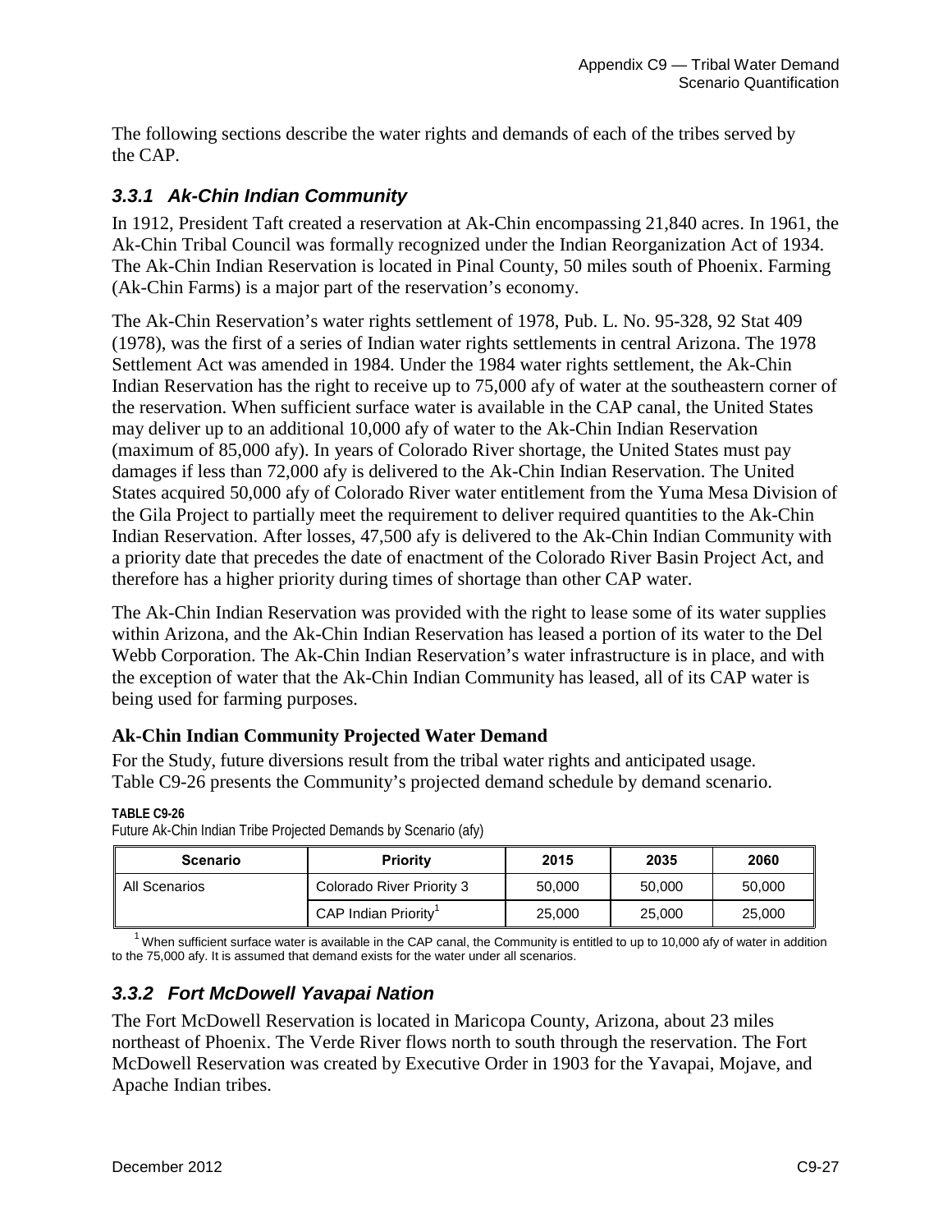The following sections describe the water rights and demands of each of the tribes served by the CAP.

### *3.3.1 Ak-Chin Indian Community*

In 1912, President Taft created a reservation at Ak-Chin encompassing 21,840 acres. In 1961, the Ak-Chin Tribal Council was formally recognized under the Indian Reorganization Act of 1934. The Ak-Chin Indian Reservation is located in Pinal County, 50 miles south of Phoenix. Farming (Ak-Chin Farms) is a major part of the reservation's economy.

The Ak-Chin Reservation's water rights settlement of 1978, Pub. L. No. 95-328, 92 Stat 409 (1978), was the first of a series of Indian water rights settlements in central Arizona. The 1978 Settlement Act was amended in 1984. Under the 1984 water rights settlement, the Ak-Chin Indian Reservation has the right to receive up to 75,000 afy of water at the southeastern corner of the reservation. When sufficient surface water is available in the CAP canal, the United States may deliver up to an additional 10,000 afy of water to the Ak-Chin Indian Reservation (maximum of 85,000 afy). In years of Colorado River shortage, the United States must pay damages if less than 72,000 afy is delivered to the Ak-Chin Indian Reservation. The United States acquired 50,000 afy of Colorado River water entitlement from the Yuma Mesa Division of the Gila Project to partially meet the requirement to deliver required quantities to the Ak-Chin Indian Reservation. After losses, 47,500 afy is delivered to the Ak-Chin Indian Community with a priority date that precedes the date of enactment of the Colorado River Basin Project Act, and therefore has a higher priority during times of shortage than other CAP water.

The Ak-Chin Indian Reservation was provided with the right to lease some of its water supplies within Arizona, and the Ak-Chin Indian Reservation has leased a portion of its water to the Del Webb Corporation. The Ak-Chin Indian Reservation's water infrastructure is in place, and with the exception of water that the Ak-Chin Indian Community has leased, all of its CAP water is being used for farming purposes.

**Ak-Chin Indian Community Projected Water Demand**

For the Study, future diversions result from the tribal water rights and anticipated usage. Table C9-26 presents the Community's projected demand schedule by demand scenario.

**TABLE C9-26**
Future Ak-Chin Indian Tribe Projected Demands by Scenario (afy)

| Scenario | Priority | 2015 | 2035 | 2060 |
|---|---|---|---|---|
| All Scenarios | Colorado River Priority 3 | 50,000 | 50,000 | 50,000 |
| | CAP Indian Priority[1] | 25,000 | 25,000 | 25,000 |

[1] When sufficient surface water is available in the CAP canal, the Community is entitled to up to 10,000 afy of water in addition to the 75,000 afy. It is assumed that demand exists for the water under all scenarios.

### *3.3.2 Fort McDowell Yavapai Nation*

The Fort McDowell Reservation is located in Maricopa County, Arizona, about 23 miles northeast of Phoenix. The Verde River flows north to south through the reservation. The Fort McDowell Reservation was created by Executive Order in 1903 for the Yavapai, Mojave, and Apache Indian tribes.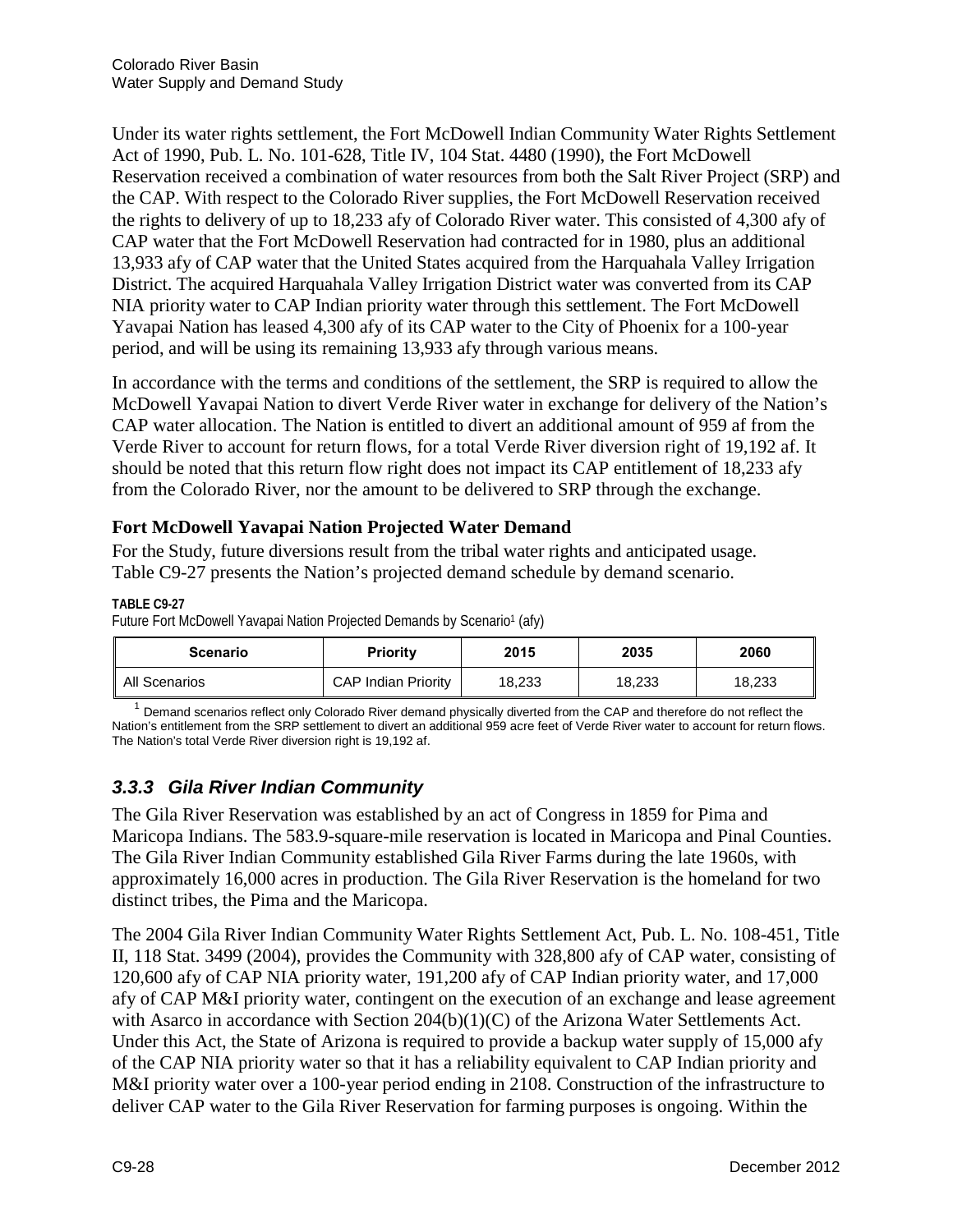Under its water rights settlement, the Fort McDowell Indian Community Water Rights Settlement Act of 1990, Pub. L. No. 101-628, Title IV, 104 Stat. 4480 (1990), the Fort McDowell Reservation received a combination of water resources from both the Salt River Project (SRP) and the CAP. With respect to the Colorado River supplies, the Fort McDowell Reservation received the rights to delivery of up to 18,233 afy of Colorado River water. This consisted of 4,300 afy of CAP water that the Fort McDowell Reservation had contracted for in 1980, plus an additional 13,933 afy of CAP water that the United States acquired from the Harquahala Valley Irrigation District. The acquired Harquahala Valley Irrigation District water was converted from its CAP NIA priority water to CAP Indian priority water through this settlement. The Fort McDowell Yavapai Nation has leased 4,300 afy of its CAP water to the City of Phoenix for a 100-year period, and will be using its remaining 13,933 afy through various means.

In accordance with the terms and conditions of the settlement, the SRP is required to allow the McDowell Yavapai Nation to divert Verde River water in exchange for delivery of the Nation's CAP water allocation. The Nation is entitled to divert an additional amount of 959 af from the Verde River to account for return flows, for a total Verde River diversion right of 19,192 af. It should be noted that this return flow right does not impact its CAP entitlement of 18,233 afy from the Colorado River, nor the amount to be delivered to SRP through the exchange.

### Fort McDowell Yavapai Nation Projected Water Demand

For the Study, future diversions result from the tribal water rights and anticipated usage. Table C9-27 presents the Nation's projected demand schedule by demand scenario.

**TABLE C9-27**
Future Fort McDowell Yavapai Nation Projected Demands by Scenario[1] (afy)

| Scenario | Priority | 2015 | 2035 | 2060 |
|---|---|---|---|---|
| All Scenarios | CAP Indian Priority | 18,233 | 18,233 | 18,233 |

[1] Demand scenarios reflect only Colorado River demand physically diverted from the CAP and therefore do not reflect the Nation's entitlement from the SRP settlement to divert an additional 959 acre feet of Verde River water to account for return flows. The Nation's total Verde River diversion right is 19,192 af.

## *3.3.3 Gila River Indian Community*

The Gila River Reservation was established by an act of Congress in 1859 for Pima and Maricopa Indians. The 583.9-square-mile reservation is located in Maricopa and Pinal Counties. The Gila River Indian Community established Gila River Farms during the late 1960s, with approximately 16,000 acres in production. The Gila River Reservation is the homeland for two distinct tribes, the Pima and the Maricopa.

The 2004 Gila River Indian Community Water Rights Settlement Act, Pub. L. No. 108-451, Title II, 118 Stat. 3499 (2004), provides the Community with 328,800 afy of CAP water, consisting of 120,600 afy of CAP NIA priority water, 191,200 afy of CAP Indian priority water, and 17,000 afy of CAP M&I priority water, contingent on the execution of an exchange and lease agreement with Asarco in accordance with Section 204(b)(1)(C) of the Arizona Water Settlements Act. Under this Act, the State of Arizona is required to provide a backup water supply of 15,000 afy of the CAP NIA priority water so that it has a reliability equivalent to CAP Indian priority and M&I priority water over a 100-year period ending in 2108. Construction of the infrastructure to deliver CAP water to the Gila River Reservation for farming purposes is ongoing. Within the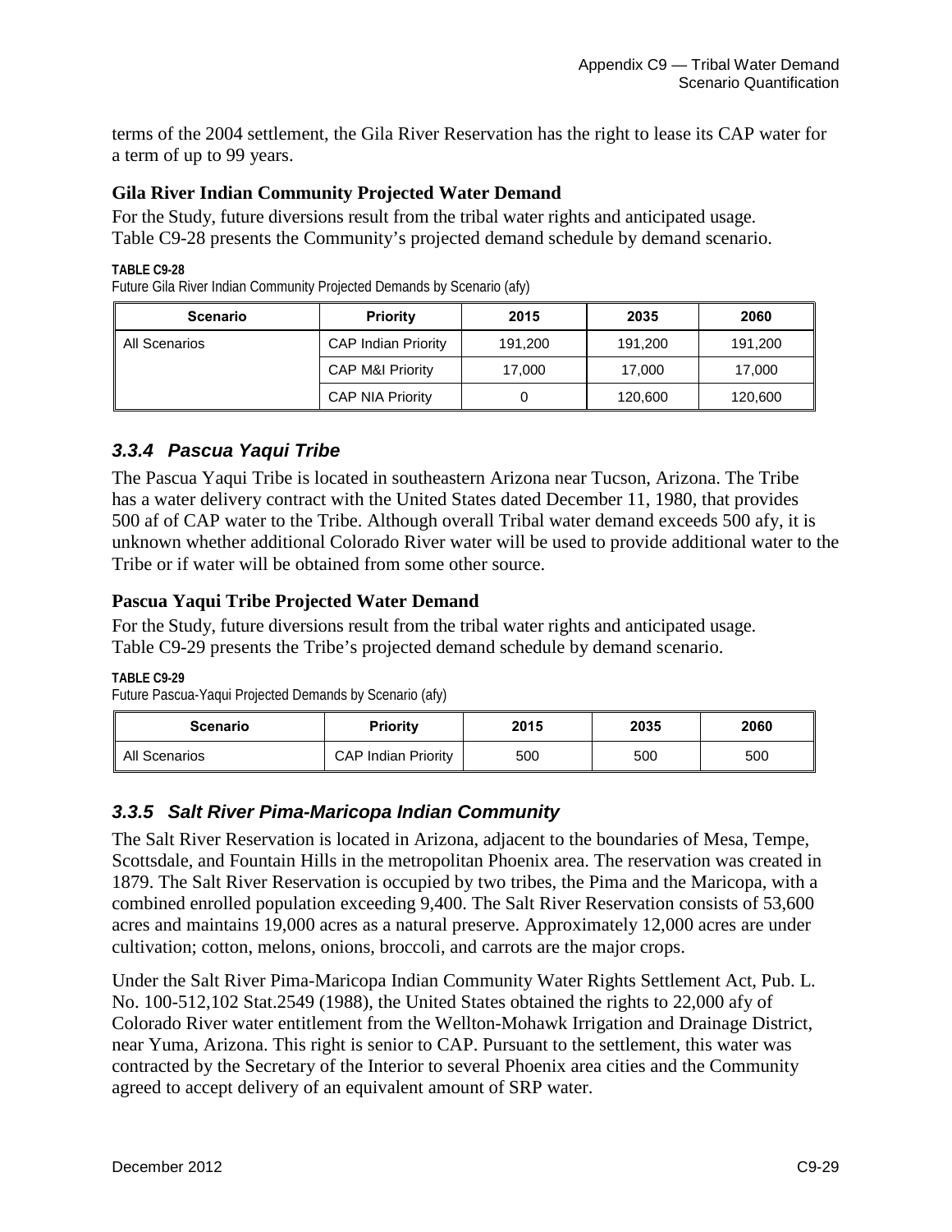terms of the 2004 settlement, the Gila River Reservation has the right to lease its CAP water for a term of up to 99 years.

### Gila River Indian Community Projected Water Demand

For the Study, future diversions result from the tribal water rights and anticipated usage. Table C9-28 presents the Community's projected demand schedule by demand scenario.

**TABLE C9-28**
Future Gila River Indian Community Projected Demands by Scenario (afy)

| Scenario | Priority | 2015 | 2035 | 2060 |
|---|---|---|---|---|
| All Scenarios | CAP Indian Priority | 191,200 | 191,200 | 191,200 |
| | CAP M&I Priority | 17,000 | 17,000 | 17,000 |
| | CAP NIA Priority | 0 | 120,600 | 120,600 |

## *3.3.4 Pascua Yaqui Tribe*

The Pascua Yaqui Tribe is located in southeastern Arizona near Tucson, Arizona. The Tribe has a water delivery contract with the United States dated December 11, 1980, that provides 500 af of CAP water to the Tribe. Although overall Tribal water demand exceeds 500 afy, it is unknown whether additional Colorado River water will be used to provide additional water to the Tribe or if water will be obtained from some other source.

### Pascua Yaqui Tribe Projected Water Demand

For the Study, future diversions result from the tribal water rights and anticipated usage. Table C9-29 presents the Tribe's projected demand schedule by demand scenario.

**TABLE C9-29**
Future Pascua-Yaqui Projected Demands by Scenario (afy)

| Scenario | Priority | 2015 | 2035 | 2060 |
|---|---|---|---|---|
| All Scenarios | CAP Indian Priority | 500 | 500 | 500 |

## *3.3.5 Salt River Pima-Maricopa Indian Community*

The Salt River Reservation is located in Arizona, adjacent to the boundaries of Mesa, Tempe, Scottsdale, and Fountain Hills in the metropolitan Phoenix area. The reservation was created in 1879. The Salt River Reservation is occupied by two tribes, the Pima and the Maricopa, with a combined enrolled population exceeding 9,400. The Salt River Reservation consists of 53,600 acres and maintains 19,000 acres as a natural preserve. Approximately 12,000 acres are under cultivation; cotton, melons, onions, broccoli, and carrots are the major crops.

Under the Salt River Pima-Maricopa Indian Community Water Rights Settlement Act, Pub. L. No. 100-512,102 Stat.2549 (1988), the United States obtained the rights to 22,000 afy of Colorado River water entitlement from the Wellton-Mohawk Irrigation and Drainage District, near Yuma, Arizona. This right is senior to CAP. Pursuant to the settlement, this water was contracted by the Secretary of the Interior to several Phoenix area cities and the Community agreed to accept delivery of an equivalent amount of SRP water.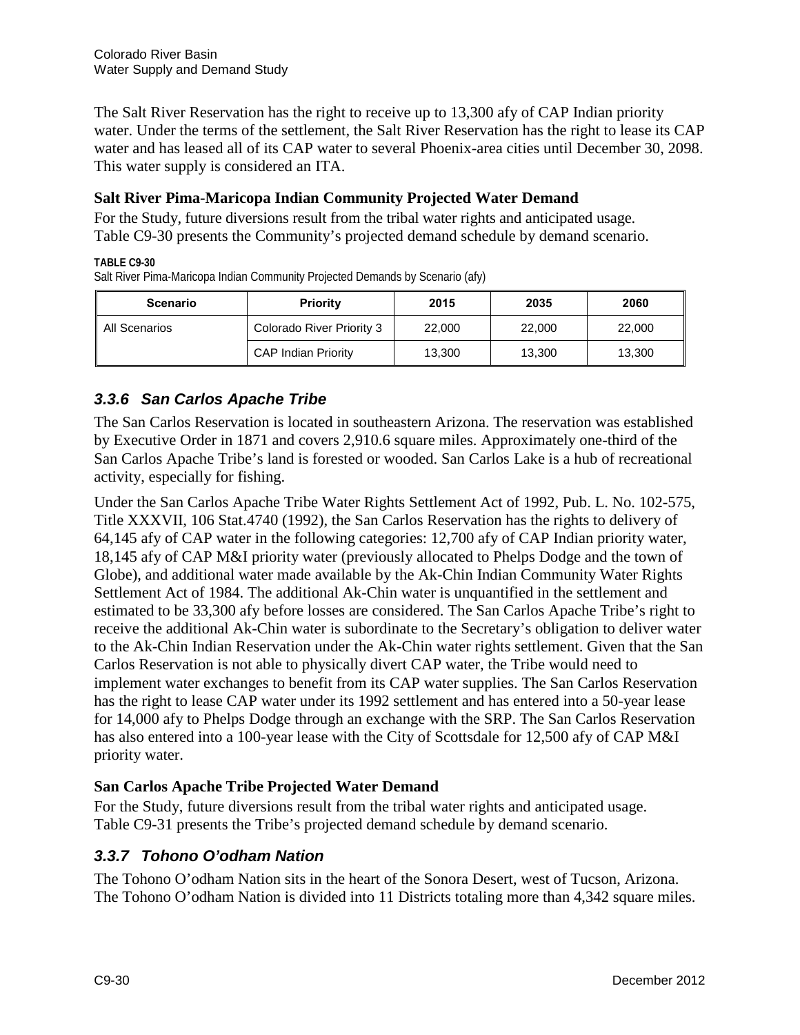The Salt River Reservation has the right to receive up to 13,300 afy of CAP Indian priority water. Under the terms of the settlement, the Salt River Reservation has the right to lease its CAP water and has leased all of its CAP water to several Phoenix-area cities until December 30, 2098. This water supply is considered an ITA.

### Salt River Pima-Maricopa Indian Community Projected Water Demand

For the Study, future diversions result from the tribal water rights and anticipated usage. Table C9-30 presents the Community's projected demand schedule by demand scenario.

**TABLE C9-30**
Salt River Pima-Maricopa Indian Community Projected Demands by Scenario (afy)

| Scenario | Priority | 2015 | 2035 | 2060 |
|---|---|---|---|---|
| All Scenarios | Colorado River Priority 3 | 22,000 | 22,000 | 22,000 |
| | CAP Indian Priority | 13,300 | 13,300 | 13,300 |

## 3.3.6 San Carlos Apache Tribe

The San Carlos Reservation is located in southeastern Arizona. The reservation was established by Executive Order in 1871 and covers 2,910.6 square miles. Approximately one-third of the San Carlos Apache Tribe's land is forested or wooded. San Carlos Lake is a hub of recreational activity, especially for fishing.

Under the San Carlos Apache Tribe Water Rights Settlement Act of 1992, Pub. L. No. 102-575, Title XXXVII, 106 Stat.4740 (1992), the San Carlos Reservation has the rights to delivery of 64,145 afy of CAP water in the following categories: 12,700 afy of CAP Indian priority water, 18,145 afy of CAP M&I priority water (previously allocated to Phelps Dodge and the town of Globe), and additional water made available by the Ak-Chin Indian Community Water Rights Settlement Act of 1984. The additional Ak-Chin water is unquantified in the settlement and estimated to be 33,300 afy before losses are considered. The San Carlos Apache Tribe's right to receive the additional Ak-Chin water is subordinate to the Secretary's obligation to deliver water to the Ak-Chin Indian Reservation under the Ak-Chin water rights settlement. Given that the San Carlos Reservation is not able to physically divert CAP water, the Tribe would need to implement water exchanges to benefit from its CAP water supplies. The San Carlos Reservation has the right to lease CAP water under its 1992 settlement and has entered into a 50-year lease for 14,000 afy to Phelps Dodge through an exchange with the SRP. The San Carlos Reservation has also entered into a 100-year lease with the City of Scottsdale for 12,500 afy of CAP M&I priority water.

### San Carlos Apache Tribe Projected Water Demand

For the Study, future diversions result from the tribal water rights and anticipated usage. Table C9-31 presents the Tribe's projected demand schedule by demand scenario.

## 3.3.7 Tohono O'odham Nation

The Tohono O'odham Nation sits in the heart of the Sonora Desert, west of Tucson, Arizona. The Tohono O'odham Nation is divided into 11 Districts totaling more than 4,342 square miles.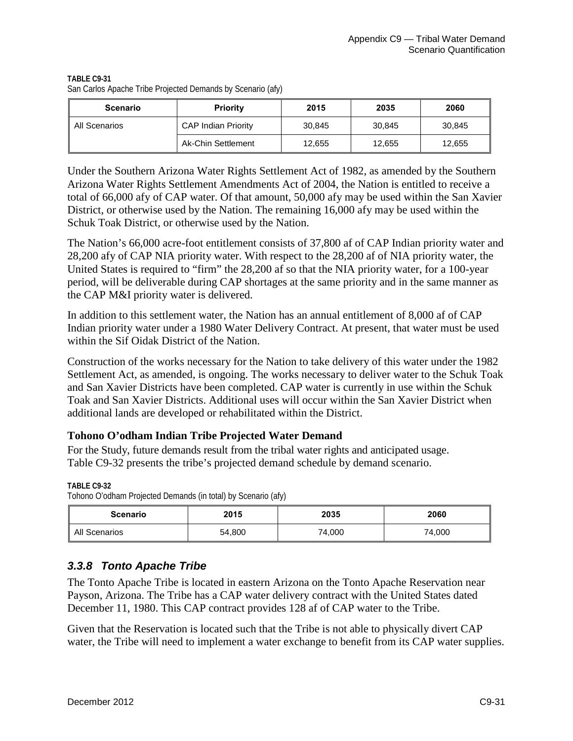**TABLE C9-31**
San Carlos Apache Tribe Projected Demands by Scenario (afy)

| Scenario | Priority | 2015 | 2035 | 2060 |
|---|---|---|---|---|
| All Scenarios | CAP Indian Priority | 30,845 | 30,845 | 30,845 |
| | Ak-Chin Settlement | 12,655 | 12,655 | 12,655 |

Under the Southern Arizona Water Rights Settlement Act of 1982, as amended by the Southern Arizona Water Rights Settlement Amendments Act of 2004, the Nation is entitled to receive a total of 66,000 afy of CAP water. Of that amount, 50,000 afy may be used within the San Xavier District, or otherwise used by the Nation. The remaining 16,000 afy may be used within the Schuk Toak District, or otherwise used by the Nation.

The Nation's 66,000 acre-foot entitlement consists of 37,800 af of CAP Indian priority water and 28,200 afy of CAP NIA priority water. With respect to the 28,200 af of NIA priority water, the United States is required to "firm" the 28,200 af so that the NIA priority water, for a 100-year period, will be deliverable during CAP shortages at the same priority and in the same manner as the CAP M&I priority water is delivered.

In addition to this settlement water, the Nation has an annual entitlement of 8,000 af of CAP Indian priority water under a 1980 Water Delivery Contract. At present, that water must be used within the Sif Oidak District of the Nation.

Construction of the works necessary for the Nation to take delivery of this water under the 1982 Settlement Act, as amended, is ongoing. The works necessary to deliver water to the Schuk Toak and San Xavier Districts have been completed. CAP water is currently in use within the Schuk Toak and San Xavier Districts. Additional uses will occur within the San Xavier District when additional lands are developed or rehabilitated within the District.

**Tohono O'odham Indian Tribe Projected Water Demand**

For the Study, future demands result from the tribal water rights and anticipated usage. Table C9-32 presents the tribe's projected demand schedule by demand scenario.

**TABLE C9-32**
Tohono O'odham Projected Demands (in total) by Scenario (afy)

| Scenario | 2015 | 2035 | 2060 |
|---|---|---|---|
| All Scenarios | 54,800 | 74,000 | 74,000 |

### *3.3.8 Tonto Apache Tribe*

The Tonto Apache Tribe is located in eastern Arizona on the Tonto Apache Reservation near Payson, Arizona. The Tribe has a CAP water delivery contract with the United States dated December 11, 1980. This CAP contract provides 128 af of CAP water to the Tribe.

Given that the Reservation is located such that the Tribe is not able to physically divert CAP water, the Tribe will need to implement a water exchange to benefit from its CAP water supplies.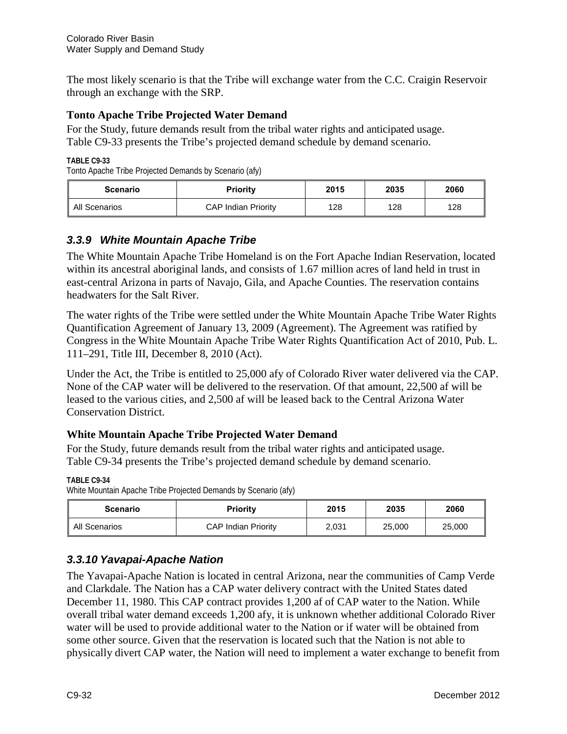The most likely scenario is that the Tribe will exchange water from the C.C. Craigin Reservoir through an exchange with the SRP.

### Tonto Apache Tribe Projected Water Demand

For the Study, future demands result from the tribal water rights and anticipated usage. Table C9-33 presents the Tribe's projected demand schedule by demand scenario.

**TABLE C9-33**
Tonto Apache Tribe Projected Demands by Scenario (afy)

| Scenario | Priority | 2015 | 2035 | 2060 |
|---|---|---|---|---|
| All Scenarios | CAP Indian Priority | 128 | 128 | 128 |

## *3.3.9 White Mountain Apache Tribe*

The White Mountain Apache Tribe Homeland is on the Fort Apache Indian Reservation, located within its ancestral aboriginal lands, and consists of 1.67 million acres of land held in trust in east-central Arizona in parts of Navajo, Gila, and Apache Counties. The reservation contains headwaters for the Salt River.

The water rights of the Tribe were settled under the White Mountain Apache Tribe Water Rights Quantification Agreement of January 13, 2009 (Agreement). The Agreement was ratified by Congress in the White Mountain Apache Tribe Water Rights Quantification Act of 2010, Pub. L. 111–291, Title III, December 8, 2010 (Act).

Under the Act, the Tribe is entitled to 25,000 afy of Colorado River water delivered via the CAP. None of the CAP water will be delivered to the reservation. Of that amount, 22,500 af will be leased to the various cities, and 2,500 af will be leased back to the Central Arizona Water Conservation District.

### White Mountain Apache Tribe Projected Water Demand

For the Study, future demands result from the tribal water rights and anticipated usage. Table C9-34 presents the Tribe's projected demand schedule by demand scenario.

**TABLE C9-34**
White Mountain Apache Tribe Projected Demands by Scenario (afy)

| Scenario | Priority | 2015 | 2035 | 2060 |
|---|---|---|---|---|
| All Scenarios | CAP Indian Priority | 2,031 | 25,000 | 25,000 |

## *3.3.10 Yavapai-Apache Nation*

The Yavapai-Apache Nation is located in central Arizona, near the communities of Camp Verde and Clarkdale. The Nation has a CAP water delivery contract with the United States dated December 11, 1980. This CAP contract provides 1,200 af of CAP water to the Nation. While overall tribal water demand exceeds 1,200 afy, it is unknown whether additional Colorado River water will be used to provide additional water to the Nation or if water will be obtained from some other source. Given that the reservation is located such that the Nation is not able to physically divert CAP water, the Nation will need to implement a water exchange to benefit from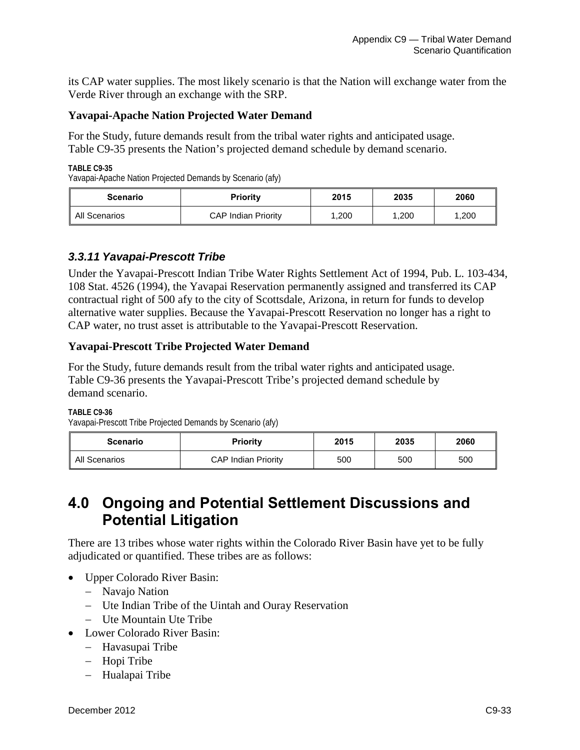its CAP water supplies. The most likely scenario is that the Nation will exchange water from the Verde River through an exchange with the SRP.

**Yavapai-Apache Nation Projected Water Demand**

For the Study, future demands result from the tribal water rights and anticipated usage. Table C9-35 presents the Nation's projected demand schedule by demand scenario.

**TABLE C9-35**
Yavapai-Apache Nation Projected Demands by Scenario (afy)

| Scenario | Priority | 2015 | 2035 | 2060 |
|---|---|---|---|---|
| All Scenarios | CAP Indian Priority | 1,200 | 1,200 | 1,200 |

### *3.3.11 Yavapai-Prescott Tribe*

Under the Yavapai-Prescott Indian Tribe Water Rights Settlement Act of 1994, Pub. L. 103-434, 108 Stat. 4526 (1994), the Yavapai Reservation permanently assigned and transferred its CAP contractual right of 500 afy to the city of Scottsdale, Arizona, in return for funds to develop alternative water supplies. Because the Yavapai-Prescott Reservation no longer has a right to CAP water, no trust asset is attributable to the Yavapai-Prescott Reservation.

**Yavapai-Prescott Tribe Projected Water Demand**

For the Study, future demands result from the tribal water rights and anticipated usage. Table C9-36 presents the Yavapai-Prescott Tribe's projected demand schedule by demand scenario.

**TABLE C9-36**
Yavapai-Prescott Tribe Projected Demands by Scenario (afy)

| Scenario | Priority | 2015 | 2035 | 2060 |
|---|---|---|---|---|
| All Scenarios | CAP Indian Priority | 500 | 500 | 500 |

# 4.0 Ongoing and Potential Settlement Discussions and Potential Litigation

There are 13 tribes whose water rights within the Colorado River Basin have yet to be fully adjudicated or quantified. These tribes are as follows:

- Upper Colorado River Basin:
  - Navajo Nation
  - Ute Indian Tribe of the Uintah and Ouray Reservation
  - Ute Mountain Ute Tribe
- Lower Colorado River Basin:
  - Havasupai Tribe
  - Hopi Tribe
  - Hualapai Tribe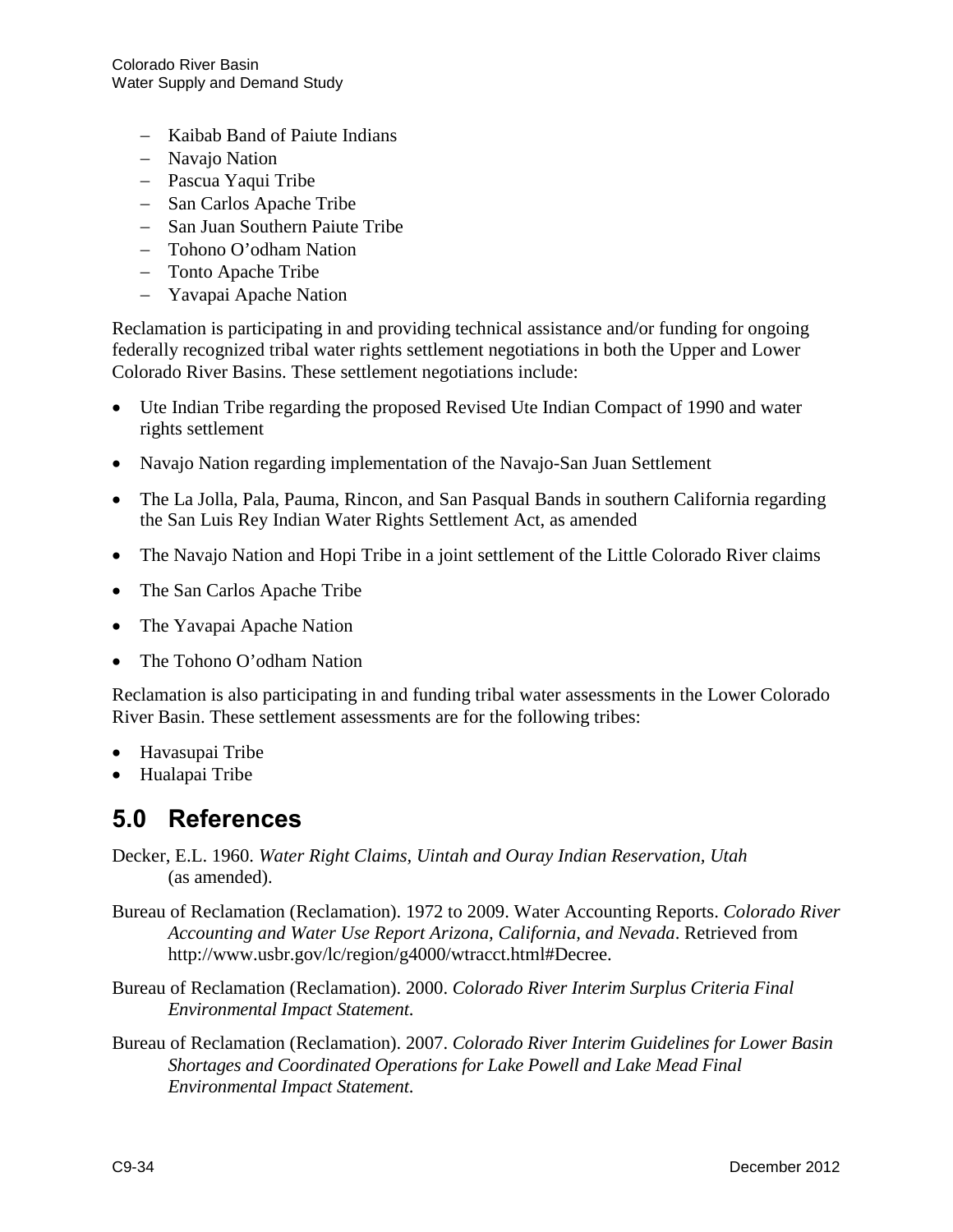- Kaibab Band of Paiute Indians
- Navajo Nation
- Pascua Yaqui Tribe
- San Carlos Apache Tribe
- San Juan Southern Paiute Tribe
- Tohono O'odham Nation
- Tonto Apache Tribe
- Yavapai Apache Nation

Reclamation is participating in and providing technical assistance and/or funding for ongoing federally recognized tribal water rights settlement negotiations in both the Upper and Lower Colorado River Basins. These settlement negotiations include:

- Ute Indian Tribe regarding the proposed Revised Ute Indian Compact of 1990 and water rights settlement
- Navajo Nation regarding implementation of the Navajo-San Juan Settlement
- The La Jolla, Pala, Pauma, Rincon, and San Pasqual Bands in southern California regarding the San Luis Rey Indian Water Rights Settlement Act, as amended
- The Navajo Nation and Hopi Tribe in a joint settlement of the Little Colorado River claims
- The San Carlos Apache Tribe
- The Yavapai Apache Nation
- The Tohono O'odham Nation

Reclamation is also participating in and funding tribal water assessments in the Lower Colorado River Basin. These settlement assessments are for the following tribes:

- Havasupai Tribe
- Hualapai Tribe

# 5.0 References

Decker, E.L. 1960. *Water Right Claims, Uintah and Ouray Indian Reservation, Utah* (as amended).

Bureau of Reclamation (Reclamation). 1972 to 2009. Water Accounting Reports. *Colorado River Accounting and Water Use Report Arizona, California, and Nevada*. Retrieved from http://www.usbr.gov/lc/region/g4000/wtracct.html#Decree.

Bureau of Reclamation (Reclamation). 2000. *Colorado River Interim Surplus Criteria Final Environmental Impact Statement*.

Bureau of Reclamation (Reclamation). 2007. *Colorado River Interim Guidelines for Lower Basin Shortages and Coordinated Operations for Lake Powell and Lake Mead Final Environmental Impact Statement*.